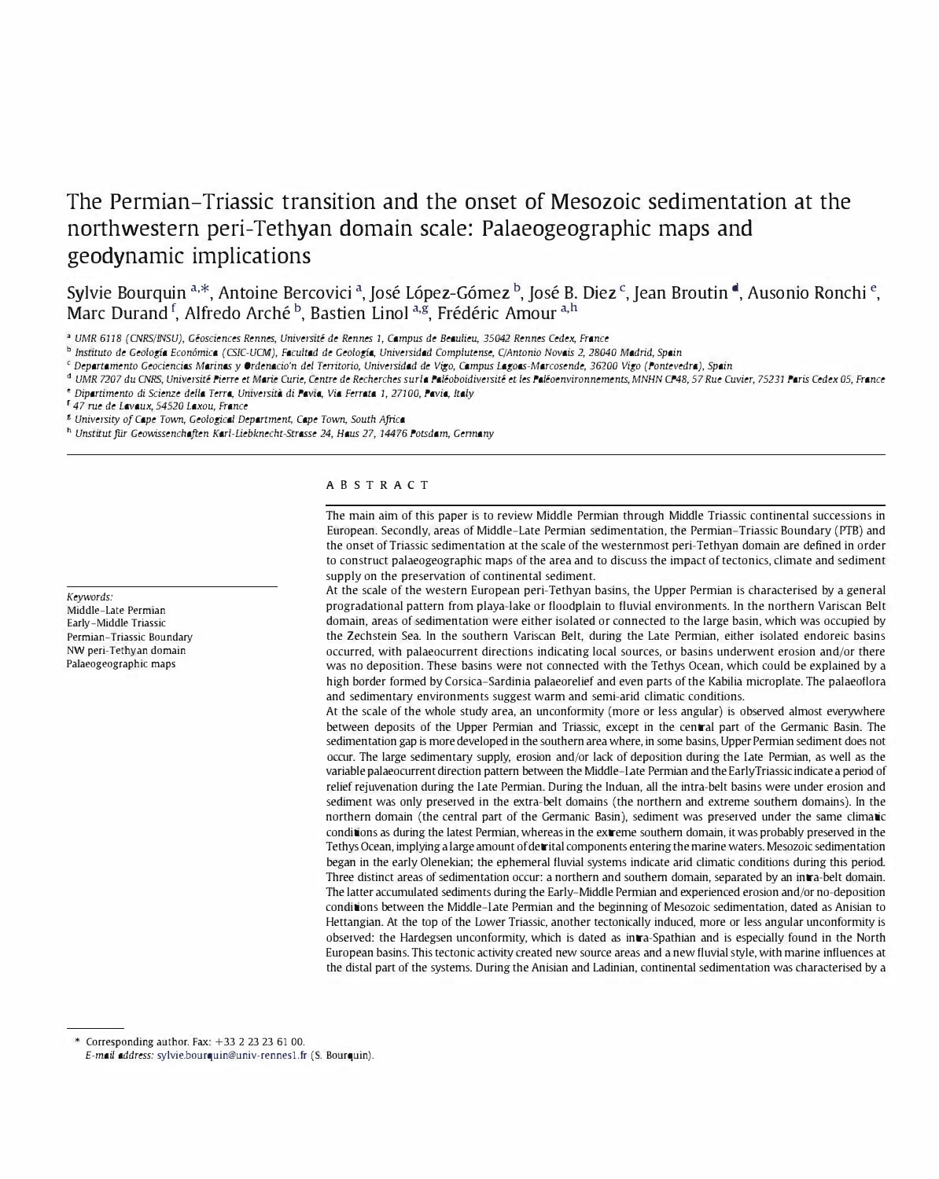# The Permian–Triassic transition and the onset of Mesozoic sedimentation at the northwestern peri-Tethyan domain scale: Palaeogeographic maps and geodynamic implications

Sylvie Bourquin [a,*], Antoine Bercovici [a], José López-Gómez [b], José B. Diez [c], Jean Broutin [d], Ausonio Ronchi [e], Marc Durand [f], Alfredo Arché [b], Bastien Linol [a,g], Frédéric Amour [a,h]

[a] UMR 6118 (CNRS/INSU), Géosciences Rennes, Université de Rennes 1, Campus de Beaulieu, 35042 Rennes Cedex, France
[b] Instituto de Geología Económica (CSIC-UCM), Facultad de Geología, Universidad Complutense, C/Antonio Novais 2, 28040 Madrid, Spain
[c] Departamento Geociencias Marinas y Ordenacio'n del Territorio, Universidad de Vigo, Campus Lagoas-Marcosende, 36200 Vigo (Pontevedra), Spain
[d] UMR 7207 du CNRS, Université Pierre et Marie Curie, Centre de Recherches sur la Paléoboidiversité et les Paléoenvironnements, MNHN CP48, 57 Rue Cuvier, 75231 Paris Cedex 05, France
[e] Dipartimento di Scienze della Terra, Università di Pavia, Via Ferrata 1, 27100, Pavia, Italy
[f] 47 rue de Lavaux, 54520 Laxou, France
[g] University of Cape Town, Geological Department, Cape Town, South Africa
[h] Unstitut für Geowissenschaften Karl-Liebknecht-Strasse 24, Haus 27, 14476 Potsdam, Germany

*Keywords:*
Middle–Late Permian
Early–Middle Triassic
Permian–Triassic Boundary
NW peri-Tethyan domain
Palaeogeographic maps

## ABSTRACT

The main aim of this paper is to review Middle Permian through Middle Triassic continental successions in European. Secondly, areas of Middle–Late Permian sedimentation, the Permian–Triassic Boundary (PTB) and the onset of Triassic sedimentation at the scale of the westernmost peri-Tethyan domain are defined in order to construct palaeogeographic maps of the area and to discuss the impact of tectonics, climate and sediment supply on the preservation of continental sediment.

At the scale of the western European peri-Tethyan basins, the Upper Permian is characterised by a general progradational pattern from playa-lake or floodplain to fluvial environments. In the northern Variscan Belt domain, areas of sedimentation were either isolated or connected to the large basin, which was occupied by the Zechstein Sea. In the southern Variscan Belt, during the Late Permian, either isolated endoreic basins occurred, with palaeocurrent directions indicating local sources, or basins underwent erosion and/or there was no deposition. These basins were not connected with the Tethys Ocean, which could be explained by a high border formed by Corsica–Sardinia palaeorelief and even parts of the Kabilia microplate. The palaeoflora and sedimentary environments suggest warm and semi-arid climatic conditions.

At the scale of the whole study area, an unconformity (more or less angular) is observed almost everywhere between deposits of the Upper Permian and Triassic, except in the central part of the Germanic Basin. The sedimentation gap is more developed in the southern area where, in some basins, Upper Permian sediment does not occur. The large sedimentary supply, erosion and/or lack of deposition during the late Permian, as well as the variable palaeocurrent direction pattern between the Middle–Late Permian and the Early Triassic indicate a period of relief rejuvenation during the Late Permian. During the Induan, all the intra-belt basins were under erosion and sediment was only preserved in the extra-belt domains (the northern and extreme southern domains). In the northern domain (the central part of the Germanic Basin), sediment was preserved under the same climatic conditions as during the latest Permian, whereas in the extreme southern domain, it was probably preserved in the Tethys Ocean, implying a large amount of detrital components entering the marine waters. Mesozoic sedimentation began in the early Olenekian; the ephemeral fluvial systems indicate arid climatic conditions during this period. Three distinct areas of sedimentation occur: a northern and southern domain, separated by an intra-belt domain. The latter accumulated sediments during the Early–Middle Permian and experienced erosion and/or no-deposition conditions between the Middle–Late Permian and the beginning of Mesozoic sedimentation, dated as Anisian to Hettangian. At the top of the Lower Triassic, another tectonically induced, more or less angular unconformity is observed: the Hardegsen unconformity, which is dated as intra-Spathian and is especially found in the North European basins. This tectonic activity created new source areas and a new fluvial style, with marine influences at the distal part of the systems. During the Anisian and Ladinian, continental sedimentation was characterised by a

\* Corresponding author. Fax: +33 2 23 23 61 00.
*E-mail address:* sylvie.bourquin@univ-rennes1.fr (S. Bourquin).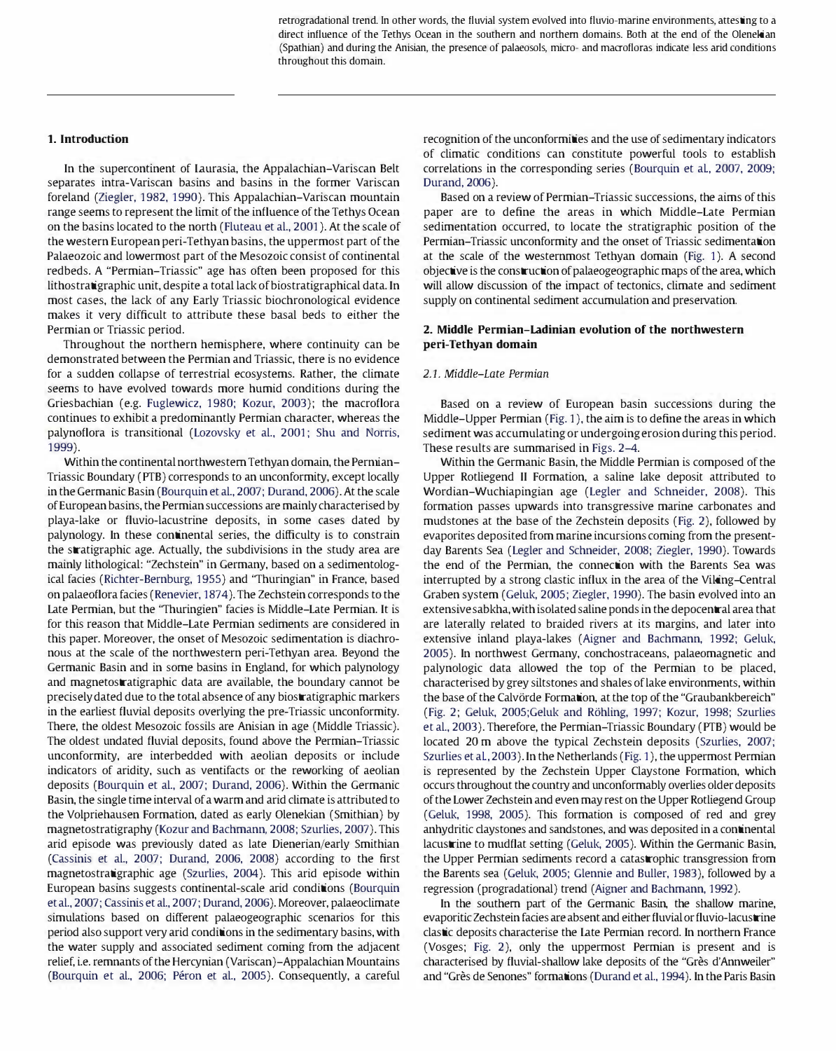retrogradational trend. In other words, the fluvial system evolved into fluvio-marine environments, attesting to a direct influence of the Tethys Ocean in the southern and northern domains. Both at the end of the Olenekian (Spathian) and during the Anisian, the presence of palaeosols, micro- and macrofloras indicate less arid conditions throughout this domain.

## 1. Introduction

In the supercontinent of Laurasia, the Appalachian–Variscan Belt separates intra-Variscan basins and basins in the former Variscan foreland (Ziegler, 1982, 1990). This Appalachian–Variscan mountain range seems to represent the limit of the influence of the Tethys Ocean on the basins located to the north (Fluteau et al., 2001). At the scale of the western European peri-Tethyan basins, the uppermost part of the Palaeozoic and lowermost part of the Mesozoic consist of continental redbeds. A "Permian–Triassic" age has often been proposed for this lithostratigraphic unit, despite a total lack of biostratigraphical data. In most cases, the lack of any Early Triassic biochronological evidence makes it very difficult to attribute these basal beds to either the Permian or Triassic period.

Throughout the northern hemisphere, where continuity can be demonstrated between the Permian and Triassic, there is no evidence for a sudden collapse of terrestrial ecosystems. Rather, the climate seems to have evolved towards more humid conditions during the Griesbachian (e.g. Fuglewicz, 1980; Kozur, 2003); the macroflora continues to exhibit a predominantly Permian character, whereas the palynoflora is transitional (Lozovsky et al., 2001; Shu and Norris, 1999).

Within the continental northwestern Tethyan domain, the Permian–Triassic Boundary (PTB) corresponds to an unconformity, except locally in the Germanic Basin (Bourquin et al., 2007; Durand, 2006). At the scale of European basins, the Permian successions are mainly characterised by playa-lake or fluvio-lacustrine deposits, in some cases dated by palynology. In these continental series, the difficulty is to constrain the stratigraphic age. Actually, the subdivisions in the study area are mainly lithological: "Zechstein" in Germany, based on a sedimentological facies (Richter-Bernburg, 1955) and "Thuringian" in France, based on palaeoflora facies (Renevier, 1874). The Zechstein corresponds to the Late Permian, but the "Thuringien" facies is Middle–Late Permian. It is for this reason that Middle–Late Permian sediments are considered in this paper. Moreover, the onset of Mesozoic sedimentation is diachronous at the scale of the northwestern peri-Tethyan area. Beyond the Germanic Basin and in some basins in England, for which palynology and magnetostratigraphic data are available, the boundary cannot be precisely dated due to the total absence of any biostratigraphic markers in the earliest fluvial deposits overlying the pre-Triassic unconformity. There, the oldest Mesozoic fossils are Anisian in age (Middle Triassic). The oldest undated fluvial deposits, found above the Permian–Triassic unconformity, are interbedded with aeolian deposits or include indicators of aridity, such as ventifacts or the reworking of aeolian deposits (Bourquin et al., 2007; Durand, 2006). Within the Germanic Basin, the single time interval of a warm and arid climate is attributed to the Volpriehausen Formation, dated as early Olenekian (Smithian) by magnetostratigraphy (Kozur and Bachmann, 2008; Szurlies, 2007). This arid episode was previously dated as late Dienerian/early Smithian (Cassinis et al., 2007; Durand, 2006, 2008) according to the first magnetostratigraphic age (Szurlies, 2004). This arid episode within European basins suggests continental-scale arid conditions (Bourquin et al., 2007; Cassinis et al., 2007; Durand, 2006). Moreover, palaeoclimate simulations based on different palaeogeographic scenarios for this period also support very arid conditions in the sedimentary basins, with the water supply and associated sediment coming from the adjacent relief, i.e. remnants of the Hercynian (Variscan)–Appalachian Mountains (Bourquin et al., 2006; Péron et al., 2005). Consequently, a careful recognition of the unconformities and the use of sedimentary indicators of climatic conditions can constitute powerful tools to establish correlations in the corresponding series (Bourquin et al., 2007, 2009; Durand, 2006).

Based on a review of Permian–Triassic successions, the aims of this paper are to define the areas in which Middle–Late Permian sedimentation occurred, to locate the stratigraphic position of the Permian–Triassic unconformity and the onset of Triassic sedimentation at the scale of the westernmost Tethyan domain (Fig. 1). A second objective is the construction of palaeogeographic maps of the area, which will allow discussion of the impact of tectonics, climate and sediment supply on continental sediment accumulation and preservation.

## 2. Middle Permian–Ladinian evolution of the northwestern peri-Tethyan domain

### *2.1. Middle–Late Permian*

Based on a review of European basin successions during the Middle–Upper Permian (Fig. 1), the aim is to define the areas in which sediment was accumulating or undergoing erosion during this period. These results are summarised in Figs. 2–4.

Within the Germanic Basin, the Middle Permian is composed of the Upper Rotliegend II Formation, a saline lake deposit attributed to Wordian–Wuchiapingian age (Legler and Schneider, 2008). This formation passes upwards into transgressive marine carbonates and mudstones at the base of the Zechstein deposits (Fig. 2), followed by evaporites deposited from marine incursions coming from the present-day Barents Sea (Legler and Schneider, 2008; Ziegler, 1990). Towards the end of the Permian, the connection with the Barents Sea was interrupted by a strong clastic influx in the area of the Viking–Central Graben system (Geluk, 2005; Ziegler, 1990). The basin evolved into an extensive sabkha, with isolated saline ponds in the depocentral area that are laterally related to braided rivers at its margins, and later into extensive inland playa-lakes (Aigner and Bachmann, 1992; Geluk, 2005). In northwest Germany, conchostraceans, palaeomagnetic and palynologic data allowed the top of the Permian to be placed, characterised by grey siltstones and shales of lake environments, within the base of the Calvörde Formation, at the top of the "Graubankbereich" (Fig. 2; Geluk, 2005;Geluk and Röhling, 1997; Kozur, 1998; Szurlies et al., 2003). Therefore, the Permian–Triassic Boundary (PTB) would be located 20 m above the typical Zechstein deposits (Szurlies, 2007; Szurlies et al., 2003). In the Netherlands (Fig. 1), the uppermost Permian is represented by the Zechstein Upper Claystone Formation, which occurs throughout the country and unconformably overlies older deposits of the Lower Zechstein and even may rest on the Upper Rotliegend Group (Geluk, 1998, 2005). This formation is composed of red and grey anhydritic claystones and sandstones, and was deposited in a continental lacustrine to mudflat setting (Geluk, 2005). Within the Germanic Basin, the Upper Permian sediments record a catastrophic transgression from the Barents sea (Geluk, 2005; Glennie and Buller, 1983), followed by a regression (progradational) trend (Aigner and Bachmann, 1992).

In the southern part of the Germanic Basin, the shallow marine, evaporitic Zechstein facies are absent and either fluvial or fluvio-lacustrine clastic deposits characterise the Late Permian record. In northern France (Vosges; Fig. 2), only the uppermost Permian is present and is characterised by fluvial-shallow lake deposits of the "Grès d'Annweiler" and "Grès de Senones" formations (Durand et al., 1994). In the Paris Basin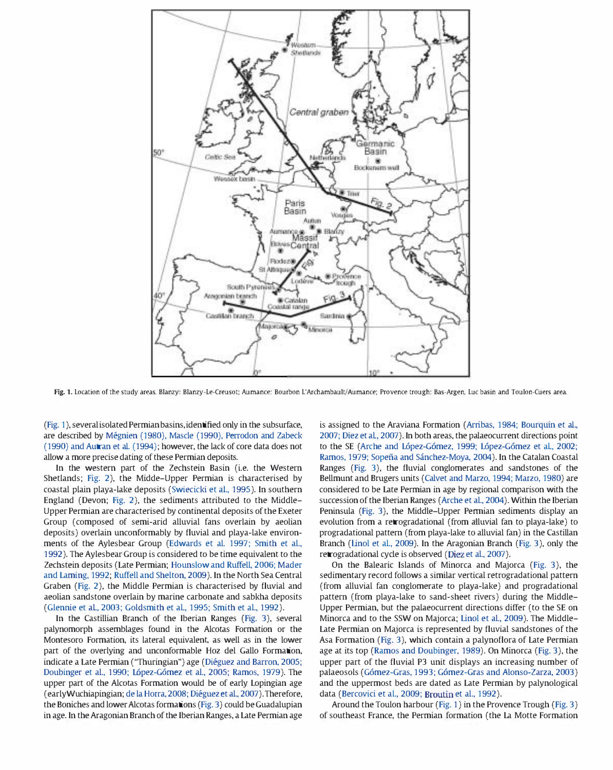**Fig. 1.** Location of the study areas. Blanzy: Blanzy-Le-Creusot; Aumance: Bourbon L'Archambault/Aumance; Provence trough: Bas-Argen, Luc basin and Toulon-Cuers area.

(Fig. 1), several isolated Permian basins, identified only in the subsurface, are described by Mégnien (1980), Mascle (1990), Perrodon and Zabeck (1990) and Autran et al. (1994); however, the lack of core data does not allow a more precise dating of these Permian deposits.

In the western part of the Zechstein Basin (i.e. the Western Shetlands; Fig. 2), the Midde–Upper Permian is characterised by coastal plain playa-lake deposits (Swiecicki et al., 1995). In southern England (Devon; Fig. 2), the sediments attributed to the Middle–Upper Permian are characterised by continental deposits of the Exeter Group (composed of semi-arid alluvial fans overlain by aeolian deposits) overlain unconformably by fluvial and playa-lake environments of the Aylesbear Group (Edwards et al. 1997; Smith et al., 1992). The Aylesbear Group is considered to be time equivalent to the Zechstein deposits (Late Permian; Hounslow and Ruffell, 2006; Mader and Laming, 1992; Ruffell and Shelton, 2009). In the North Sea Central Graben (Fig. 2), the Middle Permian is characterised by fluvial and aeolian sandstone overlain by marine carbonate and sabkha deposits (Glennie et al., 2003; Goldsmith et al., 1995; Smith et al., 1992).

In the Castillian Branch of the Iberian Ranges (Fig. 3), several palynomorph assemblages found in the Alcotas Formation or the Montesoro Formation, its lateral equivalent, as well as in the lower part of the overlying and unconformable Hoz del Gallo Formation, indicate a Late Permian ("Thuringian") age (Diéguez and Barron, 2005; Doubinger et al., 1990; López-Gómez et al., 2005; Ramos, 1979). The upper part of the Alcotas Formation would be of early Lopingian age (early Wuchiapingian; de la Horra, 2008; Diéguez et al., 2007). Therefore, the Boniches and lower Alcotas formations (Fig. 3) could be Guadalupian in age. In the Aragonian Branch of the Iberian Ranges, a Late Permian age is assigned to the Araviana Formation (Arribas, 1984; Bourquin et al., 2007; Diez et al., 2007). In both areas, the palaeocurrent directions point to the SE (Arche and López-Gómez, 1999; López-Gómez et al., 2002; Ramos, 1979; Sopeña and Sánchez-Moya, 2004). In the Catalan Coastal Ranges (Fig. 3), the fluvial conglomerates and sandstones of the Bellmunt and Brugers units (Calvet and Marzo, 1994; Marzo, 1980) are considered to be Late Permian in age by regional comparison with the succession of the Iberian Ranges (Arche et al., 2004). Within the Iberian Peninsula (Fig. 3), the Middle–Upper Permian sediments display an evolution from a retrogradational (from alluvial fan to playa-lake) to progradational pattern (from playa-lake to alluvial fan) in the Castillan Branch (Linol et al., 2009). In the Aragonian Branch (Fig. 3), only the retrogradational cycle is observed (Diez et al., 2007).

On the Balearic Islands of Minorca and Majorca (Fig. 3), the sedimentary record follows a similar vertical retrogradational pattern (from alluvial fan conglomerate to playa-lake) and progradational pattern (from playa-lake to sand-sheet rivers) during the Middle–Upper Permian, but the palaeocurrent directions differ (to the SE on Minorca and to the SSW on Majorca; Linol et al., 2009). The Middle–Late Permian on Majorca is represented by fluvial sandstones of the Asa Formation (Fig. 3), which contain a palynoflora of Late Permian age at its top (Ramos and Doubinger, 1989). On Minorca (Fig. 3), the upper part of the fluvial P3 unit displays an increasing number of palaeosols (Gómez-Gras, 1993; Gómez-Gras and Alonso-Zarza, 2003) and the uppermost beds are dated as Late Permian by palynological data (Bercovici et al., 2009; Broutin et al., 1992).

Around the Toulon harbour (Fig. 1) in the Provence Trough (Fig. 3) of southeast France, the Permian formation (the La Motte Formation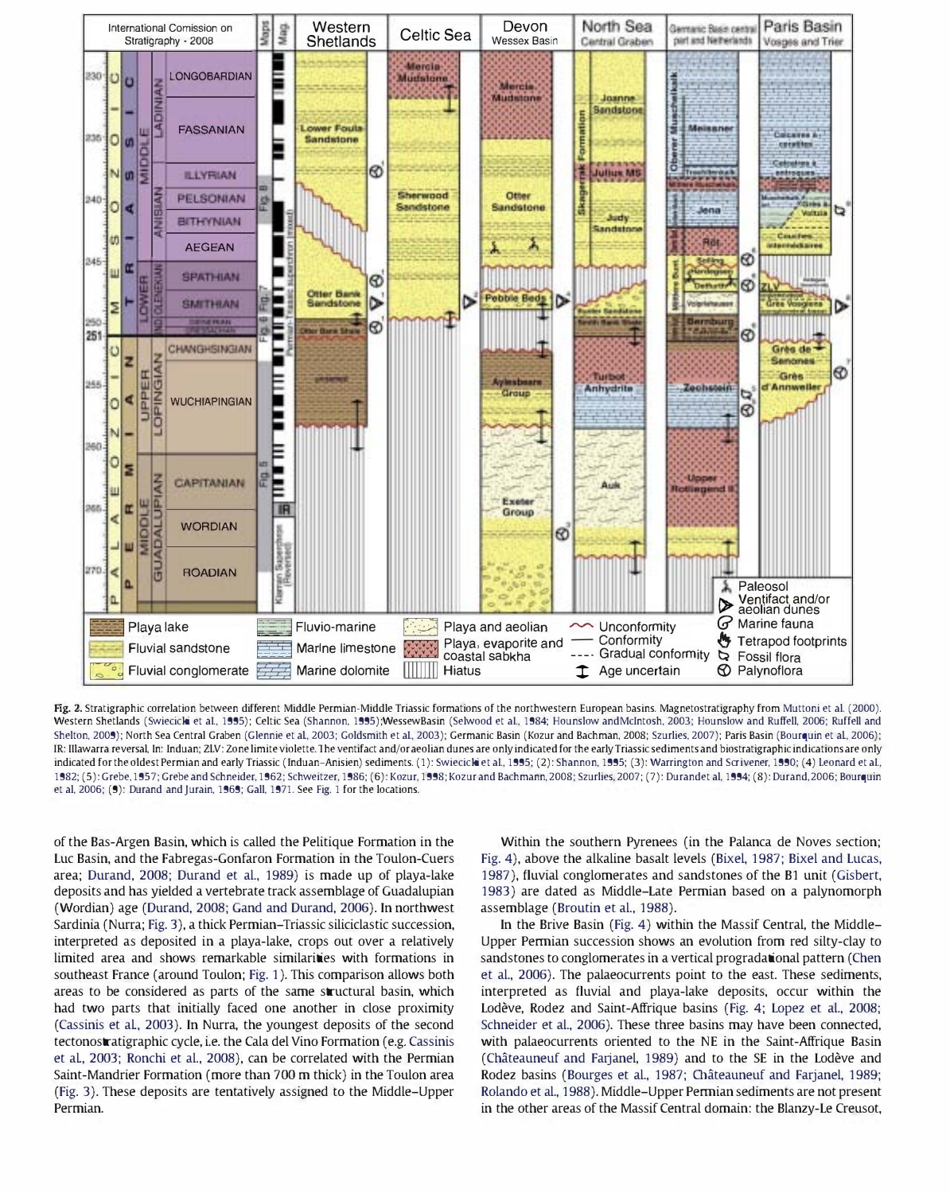**Fig. 2.** Stratigraphic correlation between different Middle Permian-Middle Triassic formations of the northwestern European basins. Magnetostratigraphy from Muttoni et al. (2000). Western Shetlands (Swiecicki et al., 1995); Celtic Sea (Shannon, 1995); Wessex Basin (Selwood et al., 1984; Hounslow and McIntosh, 2003; Hounslow and Ruffell, 2006; Ruffell and Shelton, 2009); North Sea Central Graben (Glennie et al., 2003; Goldsmith et al., 2003); Germanic Basin (Kozur and Bachman, 2008; Szurlies, 2007); Paris Basin (Bourquin et al., 2006); IR: Illawarra reversal, In: Induan; ZLV: Zone limite violette. The ventifact and/or aeolian dunes are only indicated for the early Triassic sediments and biostratigraphic indications are only indicated for the oldest Permian and early Triassic (Induan–Anisian) sediments. (1): Swiecicki et al., 1995; (2): Shannon, 1995; (3): Warrington and Scrivener, 1990; (4) Leonard et al., 1982; (5): Grebe, 1957; Grebe and Schneider, 1962; Schweitzer, 1986; (6): Kozur, 1998; Kozur and Bachmann, 2008; Szurlies, 2007; (7): Durand et al, 1994; (8): Durand, 2006; Bourquin et al, 2006; (9): Durand and Jurain, 1969; Gall, 1971. See Fig. 1 for the locations.

of the Bas-Argen Basin, which is called the Pelitique Formation in the Luc Basin, and the Fabregas-Gonfaron Formation in the Toulon-Cuers area; Durand, 2008; Durand et al., 1989) is made up of playa-lake deposits and has yielded a vertebrate track assemblage of Guadalupian (Wordian) age (Durand, 2008; Gand and Durand, 2006). In northwest Sardinia (Nurra; Fig. 3), a thick Permian–Triassic siliciclastic succession, interpreted as deposited in a playa-lake, crops out over a relatively limited area and shows remarkable similarities with formations in southeast France (around Toulon; Fig. 1). This comparison allows both areas to be considered as parts of the same structural basin, which had two parts that initially faced one another in close proximity (Cassinis et al., 2003). In Nurra, the youngest deposits of the second tectonostratigraphic cycle, i.e. the Cala del Vino Formation (e.g. Cassinis et al., 2003; Ronchi et al., 2008), can be correlated with the Permian Saint-Mandrier Formation (more than 700 m thick) in the Toulon area (Fig. 3). These deposits are tentatively assigned to the Middle–Upper Permian.

Within the southern Pyrenees (in the Palanca de Noves section; Fig. 4), above the alkaline basalt levels (Bixel, 1987; Bixel and Lucas, 1987), fluvial conglomerates and sandstones of the B1 unit (Gisbert, 1983) are dated as Middle–Late Permian based on a palynomorph assemblage (Broutin et al., 1988).

In the Brive Basin (Fig. 4) within the Massif Central, the Middle–Upper Permian succession shows an evolution from red silty-clay to sandstones to conglomerates in a vertical progradational pattern (Chen et al., 2006). The palaeocurrents point to the east. These sediments, interpreted as fluvial and playa-lake deposits, occur within the Lodève, Rodez and Saint-Affrique basins (Fig. 4; Lopez et al., 2008; Schneider et al., 2006). These three basins may have been connected, with palaeocurrents oriented to the NE in the Saint-Affrique Basin (Châteauneuf and Farjanel, 1989) and to the SE in the Lodève and Rodez basins (Bourges et al., 1987; Châteauneuf and Farjanel, 1989; Rolando et al., 1988). Middle–Upper Permian sediments are not present in the other areas of the Massif Central domain: the Blanzy-Le Creusot,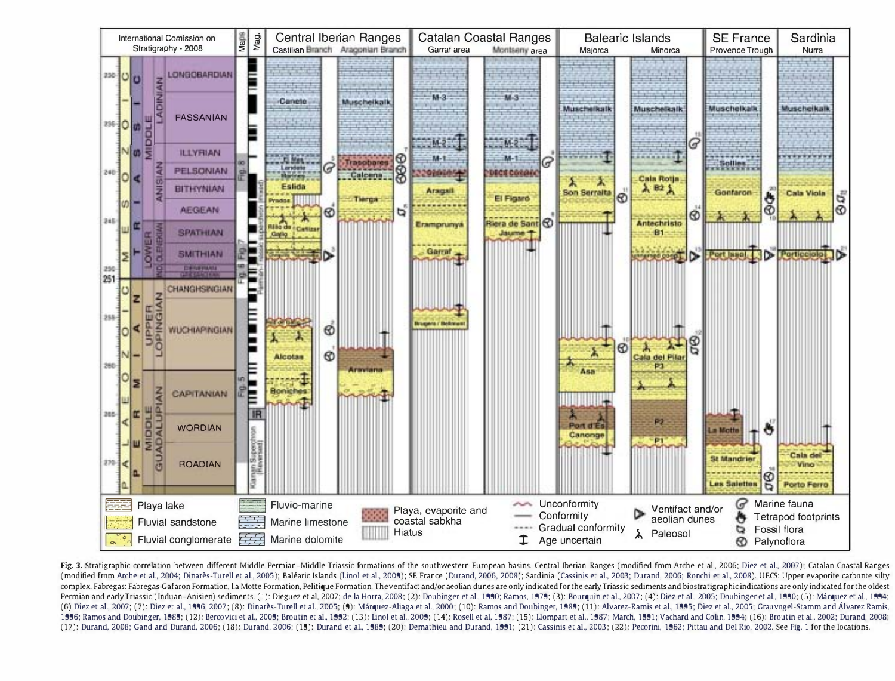**Fig. 3.** Stratigraphic correlation between different Middle Permian–Middle Triassic formations of the southwestern European basins. Central Iberian Ranges (modified from Arche et al., 2006; Diez et al., 2007); Catalan Coastal Ranges (modified from Arche et al., 2004; Dinarès-Turell et al., 2005); Baléaric Islands (Linol et al., 2009); SE France (Durand, 2006, 2008); Sardinia (Cassinis et al., 2003; Durand, 2006; Ronchi et al., 2008). UECS: Upper evaporite carbonte silty complex. Fabregas: Fabregas-Gafaron Formation, La Motte Formation, Pelitique Formation. The ventifact and/or aeolian dunes are only indicated for the early Triassic sediments and biostratigraphic indications are only indicated for the oldest Permian and early Triassic (Induan–Anisien) sediments. (1): Dieguez et al, 2007; de la Horra, 2008; (2): Doubinger et al., 1990; Ramos, 1979; (3): Bourquin et al., 2007; (4): Diez et al., 2005; Doubinger et al., 1990; (5): Márquez et al., 1994; (6) Diez et al., 2007; (7): Diez et al., 1996, 2007; (8): Dinarès-Turell et al., 2005; (9): Márquez-Aliaga et al., 2000; (10): Ramos and Doubinger, 1989; (11): Alvarez-Ramis et al., 1995; Diez et al., 2005; Grauvogel-Stamm and Álvarez Ramis, 1996; Ramos and Doubinger, 1989; (12): Bercovici et al., 2009; Broutin et al., 1992; (13): Linol et al., 2009; (14): Rosell et al, 1987; (15): Llompart et al., 1987; March, 1991; Vachard and Colin, 1994; (16): Broutin et al., 2002; Durand, 2008; (17): Durand, 2008; Gand and Durand, 2006; (18): Durand, 2006; (19): Durand et al., 1989; (20): Demathieu and Durand, 1991; (21): Cassinis et al., 2003; (22): Pecorini, 1962; Pittau and Del Rio, 2002. See Fig. 1 for the locations.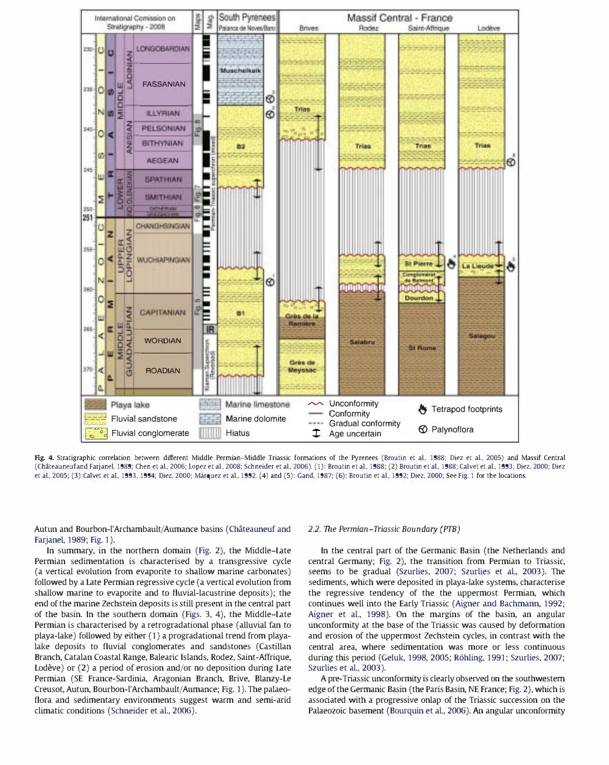Fig. 4. Stratigraphic correlation between different Middle Permian–Middle Triassic formations of the Pyrenees (Broutin et al., 1988; Diez et al., 2005) and Massif Central (Châteauneuf and Farjanel, 1989; Chen et al., 2006; Lopez et al., 2008; Schneider et al., 2006). (1): Broutin et al., 1988; (2) Broutin et al., 1988; Calvet et al., 1993; Diez, 2000; Diez et al., 2005; (3) Calvet et al., 1993, 1994; Diez, 2000; Márquez et al., 1992. (4) and (5): Gand, 1987; (6): Broutin et al., 1992; Diez, 2000; See Fig. 1 for the locations.

Autun and Bourbon-l'Archambault/Aumance basins (Châteauneuf and Farjanel, 1989; Fig. 1).

In summary, in the northern domain (Fig. 2), the Middle–Late Permian sedimentation is characterised by a transgressive cycle (a vertical evolution from evaporite to shallow marine carbonates) followed by a Late Permian regressive cycle (a vertical evolution from shallow marine to evaporite and to fluvial-lacustrine deposits); the end of the marine Zechstein deposits is still present in the central part of the basin. In the southern domain (Figs. 3, 4), the Middle–Late Permian is characterised by a retrogradational phase (alluvial fan to playa-lake) followed by either (1) a progradational trend from playa-lake deposits to fluvial conglomerates and sandstones (Castillan Branch, Catalan Coastal Range, Balearic Islands, Rodez, Saint-Affrique, Lodève) or (2) a period of erosion and/or no deposition during late Permian (SE France-Sardinia, Aragonian Branch, Brive, Blanzy-Le Creusot, Autun, Bourbon-l'Archambault/Aumance; Fig. 1). The palaeoflora and sedimentary environments suggest warm and semi-arid climatic conditions (Schneider et al., 2006).

## 2.2. The Permian–Triassic Boundary (PTB)

In the central part of the Germanic Basin (the Netherlands and central Germany; Fig. 2), the transition from Permian to Triassic, seems to be gradual (Szurlies, 2007; Szurlies et al., 2003). The sediments, which were deposited in playa-lake systems, characterise the regressive tendency of the the uppermost Permian, which continues well into the Early Triassic (Aigner and Bachmann, 1992; Aigner et al., 1998). On the margins of the basin, an angular unconformity at the base of the Triassic was caused by deformation and erosion of the uppermost Zechstein cycles, in contrast with the central area, where sedimentation was more or less continuous during this period (Geluk, 1998, 2005; Röhling, 1991; Szurlies, 2007; Szurlies et al., 2003).

A pre-Triassic unconformity is clearly observed on the southwestern edge of the Germanic Basin (the Paris Basin, NE France; Fig. 2), which is associated with a progressive onlap of the Triassic succession on the Palaeozoic basement (Bourquin et al., 2006). An angular unconformity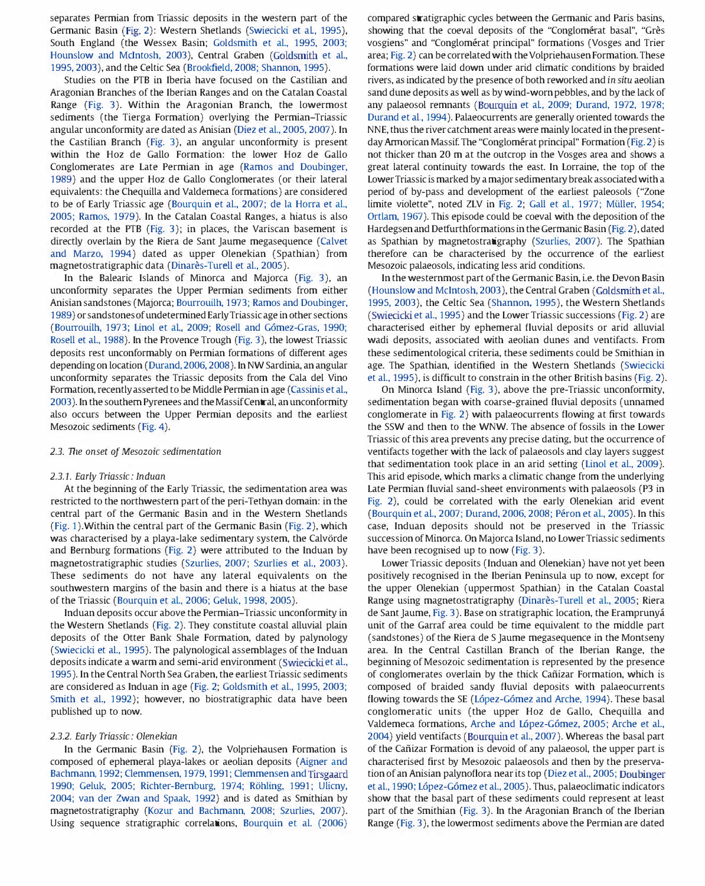separates Permian from Triassic deposits in the western part of the Germanic Basin (Fig. 2): Western Shetlands (Swiecicki et al., 1995), South England (the Wessex Basin; Goldsmith et al., 1995, 2003; Hounslow and McIntosh, 2003), Central Graben (Goldsmith et al., 1995, 2003), and the Celtic Sea (Brookfield, 2008; Shannon, 1995).

Studies on the PTB in Iberia have focused on the Castilian and Aragonian Branches of the Iberian Ranges and on the Catalan Coastal Range (Fig. 3). Within the Aragonian Branch, the lowermost sediments (the Tierga Formation) overlying the Permian–Triassic angular unconformity are dated as Anisian (Diez et al., 2005, 2007). In the Castilian Branch (Fig. 3), an angular unconformity is present within the Hoz de Gallo Formation: the lower Hoz de Gallo Conglomerates are Late Permian in age (Ramos and Doubinger, 1989) and the upper Hoz de Gallo Conglomerates (or their lateral equivalents: the Chequilla and Valdemeca formations) are considered to be of Early Triassic age (Bourquin et al., 2007; de la Horra et al., 2005; Ramos, 1979). In the Catalan Coastal Ranges, a hiatus is also recorded at the PTB (Fig. 3); in places, the Variscan basement is directly overlain by the Riera de Sant Jaume megasequence (Calvet and Marzo, 1994) dated as upper Olenekian (Spathian) from magnetostratigraphic data (Dinarès-Turell et al., 2005).

In the Balearic Islands of Minorca and Majorca (Fig. 3), an unconformity separates the Upper Permian sediments from either Anisian sandstones (Majorca; Bourrouilh, 1973; Ramos and Doubinger, 1989) or sandstones of undetermined Early Triassic age in other sections (Bourrouilh, 1973; Linol et al., 2009; Rosell and Gómez-Gras, 1990; Rosell et al., 1988). In the Provence Trough (Fig. 3), the lowest Triassic deposits rest unconformably on Permian formations of different ages depending on location (Durand, 2006, 2008). In NW Sardinia, an angular unconformity separates the Triassic deposits from the Cala del Vino Formation, recently asserted to be Middle Permian in age (Cassinis et al., 2003). In the southern Pyrenees and the Massif Central, an unconformity also occurs between the Upper Permian deposits and the earliest Mesozoic sediments (Fig. 4).

### 2.3. The onset of Mesozoic sedimentation

#### 2.3.1. Early Triassic: Induan

At the beginning of the Early Triassic, the sedimentation area was restricted to the northwestern part of the peri-Tethyan domain: in the central part of the Germanic Basin and in the Western Shetlands (Fig. 1). Within the central part of the Germanic Basin (Fig. 2), which was characterised by a playa-lake sedimentary system, the Calvörde and Bernburg formations (Fig. 2) were attributed to the Induan by magnetostratigraphic studies (Szurlies, 2007; Szurlies et al., 2003). These sediments do not have any lateral equivalents on the southwestern margins of the basin and there is a hiatus at the base of the Triassic (Bourquin et al., 2006; Geluk, 1998, 2005).

Induan deposits occur above the Permian–Triassic unconformity in the Western Shetlands (Fig. 2). They constitute coastal alluvial plain deposits of the Otter Bank Shale Formation, dated by palynology (Swiecicki et al., 1995). The palynological assemblages of the Induan deposits indicate a warm and semi-arid environment (Swiecicki et al., 1995). In the Central North Sea Graben, the earliest Triassic sediments are considered as Induan in age (Fig. 2; Goldsmith et al., 1995, 2003; Smith et al., 1992); however, no biostratigraphic data have been published up to now.

#### 2.3.2. Early Triassic: Olenekian

In the Germanic Basin (Fig. 2), the Volpriehausen Formation is composed of ephemeral playa-lakes or aeolian deposits (Aigner and Bachmann, 1992; Clemmensen, 1979, 1991; Clemmensen and Tirsgaard 1990; Geluk, 2005; Richter-Bernburg, 1974; Röhling, 1991; Ulicny, 2004; van der Zwan and Spaak, 1992) and is dated as Smithian by magnetostratigraphy (Kozur and Bachmann, 2008; Szurlies, 2007). Using sequence stratigraphic correlations, Bourquin et al. (2006) compared stratigraphic cycles between the Germanic and Paris basins, showing that the coeval deposits of the "Conglomérat basal", "Grès vosgiens" and "Conglomérat principal" formations (Vosges and Trier area; Fig. 2) can be correlated with the Volpriehausen Formation. These formations were laid down under arid climatic conditions by braided rivers, as indicated by the presence of both reworked and *in situ* aeolian sand dune deposits as well as by wind-worn pebbles, and by the lack of any palaeosol remnants (Bourquin et al., 2009; Durand, 1972, 1978; Durand et al., 1994). Palaeocurrents are generally oriented towards the NNE, thus the river catchment areas were mainly located in the present-day Armorican Massif. The "Conglomérat principal" Formation (Fig. 2) is not thicker than 20 m at the outcrop in the Vosges area and shows a great lateral continuity towards the east. In Lorraine, the top of the Lower Triassic is marked by a major sedimentary break associated with a period of by-pass and development of the earliest paleosols ("Zone limite violette", noted ZLV in Fig. 2; Gall et al., 1977; Müller, 1954; Ortlam, 1967). This episode could be coeval with the deposition of the Hardegsen and Detfurth formations in the Germanic Basin (Fig. 2), dated as Spathian by magnetostratigraphy (Szurlies, 2007). The Spathian therefore can be characterised by the occurrence of the earliest Mesozoic palaeosols, indicating less arid conditions.

In the westernmost part of the Germanic Basin, i.e. the Devon Basin (Hounslow and McIntosh, 2003), the Central Graben (Goldsmith et al., 1995, 2003), the Celtic Sea (Shannon, 1995), the Western Shetlands (Swiecicki et al., 1995) and the Lower Triassic successions (Fig. 2) are characterised either by ephemeral fluvial deposits or arid alluvial wadi deposits, associated with aeolian dunes and ventifacts. From these sedimentological criteria, these sediments could be Smithian in age. The Spathian, identified in the Western Shetlands (Swiecicki et al., 1995), is difficult to constrain in the other British basins (Fig. 2).

On Minorca Island (Fig. 3), above the pre-Triassic unconformity, sedimentation began with coarse-grained fluvial deposits (unnamed conglomerate in Fig. 2) with palaeocurrents flowing at first towards the SSW and then to the WNW. The absence of fossils in the Lower Triassic of this area prevents any precise dating, but the occurrence of ventifacts together with the lack of palaeosols and clay layers suggest that sedimentation took place in an arid setting (Linol et al., 2009). This arid episode, which marks a climatic change from the underlying Late Permian fluvial sand-sheet environments with palaeosols (P3 in Fig. 2), could be correlated with the early Olenekian arid event (Bourquin et al., 2007; Durand, 2006, 2008; Péron et al., 2005). In this case, Induan deposits should not be preserved in the Triassic succession of Minorca. On Majorca Island, no Lower Triassic sediments have been recognised up to now (Fig. 3).

Lower Triassic deposits (Induan and Olenekian) have not yet been positively recognised in the Iberian Peninsula up to now, except for the upper Olenekian (uppermost Spathian) in the Catalan Coastal Range using magnetostratigraphy (Dinarès-Turell et al., 2005; Riera de Sant Jaume, Fig. 3). Base on stratigraphic location, the Eramprunyá unit of the Garraf area could be time equivalent to the middle part (sandstones) of the Riera de S Jaume megasequence in the Montseny area. In the Central Castillan Branch of the Iberian Range, the beginning of Mesozoic sedimentation is represented by the presence of conglomerates overlain by the thick Cañizar Formation, which is composed of braided sandy fluvial deposits with palaeocurrents flowing towards the SE (López-Gómez and Arche, 1994). These basal conglomeratic units (the upper Hoz de Gallo, Chequilla and Valdemeca formations, Arche and López-Gómez, 2005; Arche et al., 2004) yield ventifacts (Bourquin et al., 2007). Whereas the basal part of the Cañizar Formation is devoid of any palaeosol, the upper part is characterised first by Mesozoic palaeosols and then by the preservation of an Anisian palynoflora near its top (Diez et al., 2005; Doubinger et al., 1990; López-Gómez et al., 2005). Thus, palaeoclimatic indicators show that the basal part of these sediments could represent at least part of the Smithian (Fig. 3). In the Aragonian Branch of the Iberian Range (Fig. 3), the lowermost sediments above the Permian are dated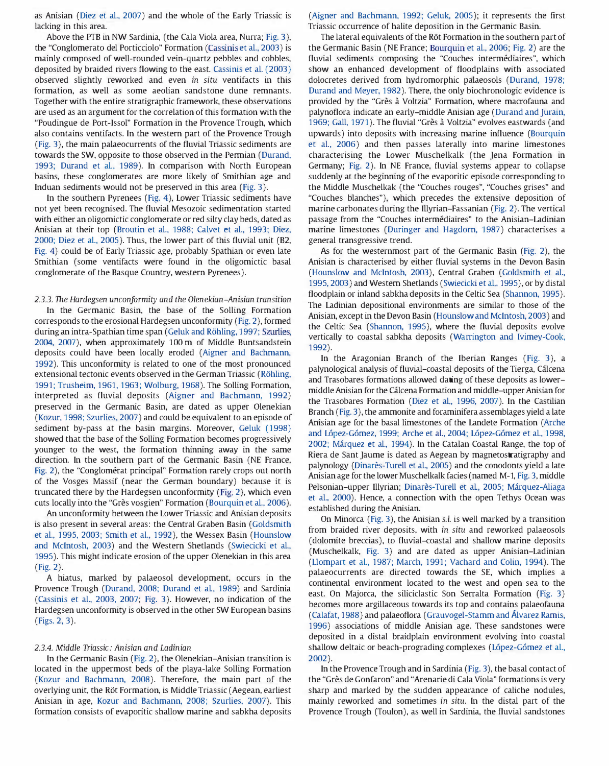as Anisian (Diez et al., 2007) and the whole of the Early Triassic is lacking in this area.

Above the PTB in NW Sardinia, (the Cala Viola area, Nurra; Fig. 3), the "Conglomerato del Porticciolo" Formation (Cassinis et al., 2003) is mainly composed of well-rounded vein-quartz pebbles and cobbles, deposited by braided rivers flowing to the east. Cassinis et al. (2003) observed slightly reworked and even *in situ* ventifacts in this formation, as well as some aeolian sandstone dune remnants. Together with the entire stratigraphic framework, these observations are used as an argument for the correlation of this formation with the "Poudingue de Port-Issol" Formation in the Provence Trough, which also contains ventifacts. In the western part of the Provence Trough (Fig. 3), the main palaeocurrents of the fluvial Triassic sediments are towards the SW, opposite to those observed in the Permian (Durand, 1993; Durand et al., 1989). In comparison with North European basins, these conglomerates are more likely of Smithian age and Induan sediments would not be preserved in this area (Fig. 3).

In the southern Pyrenees (Fig. 4), Lower Triassic sediments have not yet been recognised. The fluvial Mesozoic sedimentation started with either an oligomictic conglomerate or red silty clay beds, dated as Anisian at their top (Broutin et al., 1988; Calvet et al., 1993; Diez, 2000; Diez et al., 2005). Thus, the lower part of this fluvial unit (B2, Fig. 4) could be of Early Triassic age, probably Spathian or even late Smithian (some ventifacts were found in the oligomictic basal conglomerate of the Basque Country, western Pyrenees).

### 2.3.3. The Hardegsen unconformity and the Olenekian–Anisian transition

In the Germanic Basin, the base of the Solling Formation corresponds to the erosional Hardegsen unconformity (Fig. 2), formed during an intra-Spathian time span (Geluk and Röhling, 1997; Szurlies, 2004, 2007), when approximately 100 m of Middle Buntsandstein deposits could have been locally eroded (Aigner and Bachmann, 1992). This unconformity is related to one of the most pronounced extensional tectonic events observed in the German Triassic (Röhling, 1991; Trusheim, 1961, 1963; Wolburg, 1968). The Solling Formation, interpreted as fluvial deposits (Aigner and Bachmann, 1992) preserved in the Germanic Basin, are dated as upper Olenekian (Kozur, 1998; Szurlies, 2007) and could be equivalent to an episode of sediment by-pass at the basin margins. Moreover, Geluk (1998) showed that the base of the Solling Formation becomes progressively younger to the west, the formation thinning away in the same direction. In the southern part of the Germanic Basin (NE France, Fig. 2), the "Conglomérat principal" Formation rarely crops out north of the Vosges Massif (near the German boundary) because it is truncated there by the Hardegsen unconformity (Fig. 2), which even cuts locally into the "Grès vosgien" Formation (Bourquin et al., 2006).

An unconformity between the Lower Triassic and Anisian deposits is also present in several areas: the Central Graben Basin (Goldsmith et al., 1995, 2003; Smith et al., 1992), the Wessex Basin (Hounslow and McIntosh, 2003) and the Western Shetlands (Swiecicki et al., 1995). This might indicate erosion of the upper Olenekian in this area (Fig. 2).

A hiatus, marked by palaeosol development, occurs in the Provence Trough (Durand, 2008; Durand et al., 1989) and Sardinia (Cassinis et al., 2003, 2007; Fig. 3). However, no indication of the Hardegsen unconformity is observed in the other SW European basins (Figs. 2, 3).

### 2.3.4. Middle Triassic: Anisian and Ladinian

In the Germanic Basin (Fig. 2), the Olenekian–Anisian transition is located in the uppermost beds of the playa-lake Solling Formation (Kozur and Bachmann, 2008). Therefore, the main part of the overlying unit, the Röt Formation, is Middle Triassic (Aegean, earliest Anisian in age, Kozur and Bachmann, 2008; Szurlies, 2007). This formation consists of evaporitic shallow marine and sabkha deposits (Aigner and Bachmann, 1992; Geluk, 2005); it represents the first Triassic occurrence of halite deposition in the Germanic Basin.

The lateral equivalents of the Röt Formation in the southern part of the Germanic Basin (NE France; Bourquin et al., 2006; Fig. 2) are the fluvial sediments composing the "Couches intermédiaires", which show an enhanced development of floodplains with associated dolocretes derived from hydromorphic palaeosols (Durand, 1978; Durand and Meyer, 1982). There, the only biochronologic evidence is provided by the "Grès à Voltzia" Formation, where macrofauna and palynoflora indicate an early–middle Anisian age (Durand and Jurain, 1969; Gall, 1971). The fluvial "Grès à Voltzia" evolves eastwards (and upwards) into deposits with increasing marine influence (Bourquin et al., 2006) and then passes laterally into marine limestones characterising the Lower Muschelkalk (the Jena Formation in Germany; Fig. 2). In NE France, fluvial systems appear to collapse suddenly at the beginning of the evaporitic episode corresponding to the Middle Muschelkalk (the "Couches rouges", "Couches grises" and "Couches blanches"), which precedes the extensive deposition of marine carbonates during the Illyrian–Fassanian (Fig. 2). The vertical passage from the "Couches intermédiaires" to the Anisian–Ladinian marine limestones (Duringer and Hagdorn, 1987) characterises a general transgressive trend.

As for the westernmost part of the Germanic Basin (Fig. 2), the Anisian is characterised by either fluvial systems in the Devon Basin (Hounslow and McIntosh, 2003), Central Graben (Goldsmith et al., 1995, 2003) and Western Shetlands (Swiecicki et al., 1995), or by distal floodplain or inland sabkha deposits in the Celtic Sea (Shannon, 1995). The Ladinian depositional environments are similar to those of the Anisian, except in the Devon Basin (Hounslow and McIntosh, 2003) and the Celtic Sea (Shannon, 1995), where the fluvial deposits evolve vertically to coastal sabkha deposits (Warrington and Ivimey-Cook, 1992).

In the Aragonian Branch of the Iberian Ranges (Fig. 3), a palynological analysis of fluvial–coastal deposits of the Tierga, Cálcena and Trasobares formations allowed dating of these deposits as lower–middle Anisian for the Cálcena Formation and middle–upper Anisian for the Trasobares Formation (Diez et al., 1996, 2007). In the Castilian Branch (Fig. 3), the ammonite and foraminifera assemblages yield a late Anisian age for the basal limestones of the Landete Formation (Arche and López-Gómez, 1999; Arche et al., 2004; López-Gómez et al., 1998, 2002; Márquez et al., 1994). In the Catalan Coastal Range, the top of Riera de Sant Jaume is dated as Aegean by magnetostratigraphy and palynology (Dinarès-Turell et al., 2005) and the conodonts yield a late Anisian age for the lower Muschelkalk facies (named M-1, Fig. 3, middle Pelsonian–upper Illyrian; Dinarès-Turell et al., 2005; Márquez-Aliaga et al., 2000). Hence, a connection with the open Tethys Ocean was established during the Anisian.

On Minorca (Fig. 3), the Anisian *s.l.* is well marked by a transition from braided river deposits, with *in situ* and reworked palaeosols (dolomite breccias), to fluvial–coastal and shallow marine deposits (Muschelkalk, Fig. 3) and are dated as upper Anisian–Ladinian (Llompart et al., 1987; March, 1991; Vachard and Colin, 1994). The palaeocurrents are directed towards the SE, which implies a continental environment located to the west and open sea to the east. On Majorca, the siliciclastic Son Serralta Formation (Fig. 3) becomes more argillaceous towards its top and contains palaeofauna (Calafat, 1988) and palaeoflora (Grauvogel-Stamm and Álvarez Ramis, 1996) associations of middle Anisian age. These sandstones were deposited in a distal braidplain environment evolving into coastal shallow deltaic or beach-prograding complexes (López-Gómez et al., 2002).

In the Provence Trough and in Sardinia (Fig. 3), the basal contact of the "Grès de Gonfaron" and "Arenarie di Cala Viola" formations is very sharp and marked by the sudden appearance of caliche nodules, mainly reworked and sometimes *in situ*. In the distal part of the Provence Trough (Toulon), as well in Sardinia, the fluvial sandstones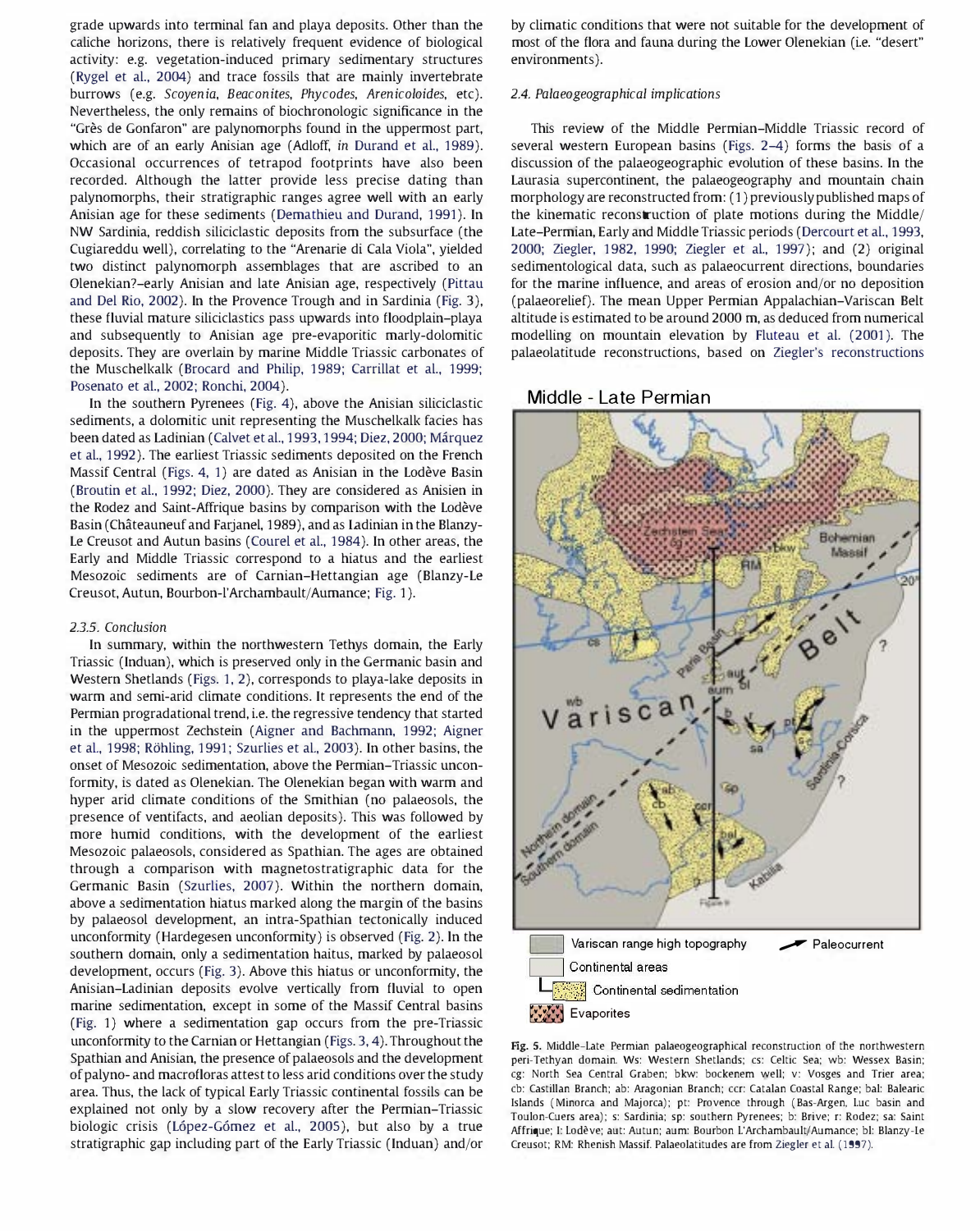grade upwards into terminal fan and playa deposits. Other than the caliche horizons, there is relatively frequent evidence of biological activity: e.g. vegetation-induced primary sedimentary structures (Rygel et al., 2004) and trace fossils that are mainly invertebrate burrows (e.g. *Scoyenia*, *Beaconites*, *Phycodes*, *Arenicoloides*, etc). Nevertheless, the only remains of biochronologic significance in the "Grès de Gonfaron" are palynomorphs found in the uppermost part, which are of an early Anisian age (Adloff, *in* Durand et al., 1989). Occasional occurrences of tetrapod footprints have also been recorded. Although the latter provide less precise dating than palynomorphs, their stratigraphic ranges agree well with an early Anisian age for these sediments (Demathieu and Durand, 1991). In NW Sardinia, reddish siliciclastic deposits from the subsurface (the Cugiareddu well), correlating to the "Arenarie di Cala Viola", yielded two distinct palynomorph assemblages that are ascribed to an Olenekian?–early Anisian and late Anisian age, respectively (Pittau and Del Rio, 2002). In the Provence Trough and in Sardinia (Fig. 3), these fluvial mature siliciclastics pass upwards into floodplain–playa and subsequently to Anisian age pre-evaporitic marly-dolomitic deposits. They are overlain by marine Middle Triassic carbonates of the Muschelkalk (Brocard and Philip, 1989; Carrillat et al., 1999; Posenato et al., 2002; Ronchi, 2004).

In the southern Pyrenees (Fig. 4), above the Anisian siliciclastic sediments, a dolomitic unit representing the Muschelkalk facies has been dated as Ladinian (Calvet et al., 1993, 1994; Diez, 2000; Márquez et al., 1992). The earliest Triassic sediments deposited on the French Massif Central (Figs. 4, 1) are dated as Anisian in the Lodève Basin (Broutin et al., 1992; Diez, 2000). They are considered as Anisien in the Rodez and Saint-Affrique basins by comparison with the Lodève Basin (Châteauneuf and Farjanel, 1989), and as Ladinian in the Blanzy-Le Creusot and Autun basins (Courel et al., 1984). In other areas, the Early and Middle Triassic correspond to a hiatus and the earliest Mesozoic sediments are of Carnian–Hettangian age (Blanzy-Le Creusot, Autun, Bourbon-l'Archambault/Aumance; Fig. 1).

### 2.3.5. Conclusion

In summary, within the northwestern Tethys domain, the Early Triassic (Induan), which is preserved only in the Germanic basin and Western Shetlands (Figs. 1, 2), corresponds to playa-lake deposits in warm and semi-arid climate conditions. It represents the end of the Permian progradational trend, i.e. the regressive tendency that started in the uppermost Zechstein (Aigner and Bachmann, 1992; Aigner et al., 1998; Röhling, 1991; Szurlies et al., 2003). In other basins, the onset of Mesozoic sedimentation, above the Permian–Triassic unconformity, is dated as Olenekian. The Olenekian began with warm and hyper arid climate conditions of the Smithian (no palaeosols, the presence of ventifacts, and aeolian deposits). This was followed by more humid conditions, with the development of the earliest Mesozoic palaeosols, considered as Spathian. The ages are obtained through a comparison with magnetostratigraphic data for the Germanic Basin (Szurlies, 2007). Within the northern domain, above a sedimentation hiatus marked along the margin of the basins by palaeosol development, an intra-Spathian tectonically induced unconformity (Hardegesen unconformity) is observed (Fig. 2). In the southern domain, only a sedimentation haitus, marked by palaeosol development, occurs (Fig. 3). Above this hiatus or unconformity, the Anisian–Ladinian deposits evolve vertically from fluvial to open marine sedimentation, except in some of the Massif Central basins (Fig. 1) where a sedimentation gap occurs from the pre-Triassic unconformity to the Carnian or Hettangian (Figs. 3, 4). Throughout the Spathian and Anisian, the presence of palaeosols and the development of palyno- and macrofloras attest to less arid conditions over the study area. Thus, the lack of typical Early Triassic continental fossils can be explained not only by a slow recovery after the Permian–Triassic biologic crisis (López-Gómez et al., 2005), but also by a true stratigraphic gap including part of the Early Triassic (Induan) and/or by climatic conditions that were not suitable for the development of most of the flora and fauna during the Lower Olenekian (i.e. "desert" environments).

### 2.4. Palaeogeographical implications

This review of the Middle Permian–Middle Triassic record of several western European basins (Figs. 2–4) forms the basis of a discussion of the palaeogeographic evolution of these basins. In the Laurasia supercontinent, the palaeogeography and mountain chain morphology are reconstructed from: (1) previously published maps of the kinematic reconstruction of plate motions during the Middle/Late-Permian, Early and Middle Triassic periods (Dercourt et al., 1993, 2000; Ziegler, 1982, 1990; Ziegler et al., 1997); and (2) original sedimentological data, such as palaeocurrent directions, boundaries for the marine influence, and areas of erosion and/or no deposition (palaeorelief). The mean Upper Permian Appalachian–Variscan Belt altitude is estimated to be around 2000 m, as deduced from numerical modelling on mountain elevation by Fluteau et al. (2001). The palaeolatitude reconstructions, based on Ziegler's reconstructions

**Fig. 5.** Middle–Late Permian palaeogeographical reconstruction of the northwestern peri-Tethyan domain. Ws: Western Shetlands; cs: Celtic Sea; wb: Wessex Basin; cg: North Sea Central Graben; bkw: bockenem well; v: Vosges and Trier area; cb: Castillan Branch; ab: Aragonian Branch; ccr: Catalan Coastal Range; bal: Balearic Islands (Minorca and Majorca); pt: Provence through (Bas-Argen, Luc basin and Toulon-Cuers area); s: Sardinia; sp: southern Pyrenees; b: Brive; r: Rodez; sa: Saint Affrique; l: Lodève; aut: Autun; aum: Bourbon L'Archambault/Aumance; bl: Blanzy-Le Creusot; RM: Rhenish Massif. Palaeolatitudes are from Ziegler et al. (1997).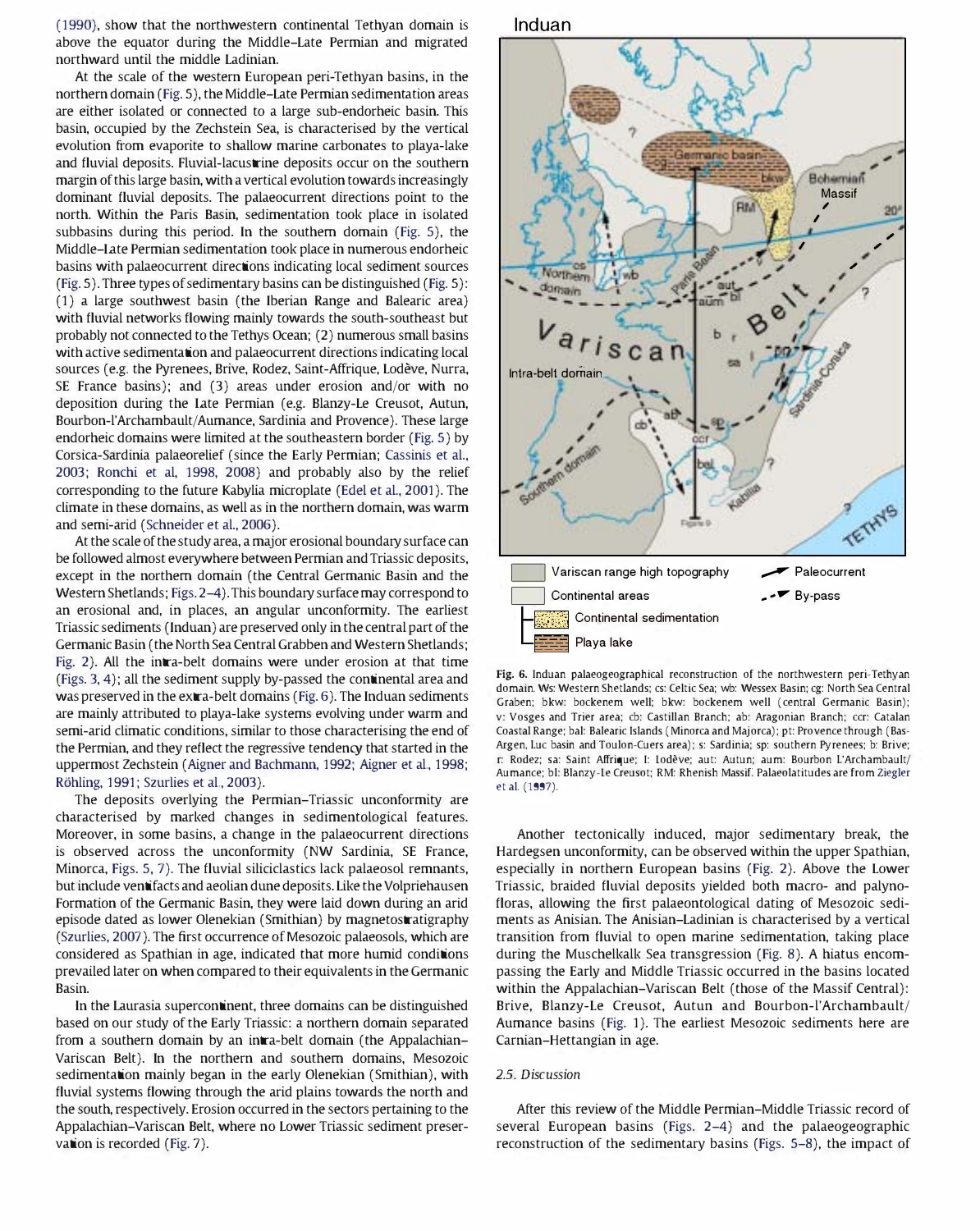(1990), show that the northwestern continental Tethyan domain is above the equator during the Middle–Late Permian and migrated northward until the middle Ladinian.

At the scale of the western European peri-Tethyan basins, in the northern domain (Fig. 5), the Middle–Late Permian sedimentation areas are either isolated or connected to a large sub-endorheic basin. This basin, occupied by the Zechstein Sea, is characterised by the vertical evolution from evaporite to shallow marine carbonates to playa-lake and fluvial deposits. Fluvial-lacustrine deposits occur on the southern margin of this large basin, with a vertical evolution towards increasingly dominant fluvial deposits. The palaeocurrent directions point to the north. Within the Paris Basin, sedimentation took place in isolated subbasins during this period. In the southern domain (Fig. 5), the Middle–Late Permian sedimentation took place in numerous endorheic basins with palaeocurrent directions indicating local sediment sources (Fig. 5). Three types of sedimentary basins can be distinguished (Fig. 5): (1) a large southwest basin (the Iberian Range and Balearic area) with fluvial networks flowing mainly towards the south-southeast but probably not connected to the Tethys Ocean; (2) numerous small basins with active sedimentation and palaeocurrent directions indicating local sources (e.g. the Pyrenees, Brive, Rodez, Saint-Affrique, Lodève, Nurra, SE France basins); and (3) areas under erosion and/or with no deposition during the Late Permian (e.g. Blanzy-Le Creusot, Autun, Bourbon-l'Archambault/Aumance, Sardinia and Provence). These large endorheic domains were limited at the southeastern border (Fig. 5) by Corsica-Sardinia palaeorelief (since the Early Permian; Cassinis et al., 2003; Ronchi et al, 1998, 2008) and probably also by the relief corresponding to the future Kabylia microplate (Edel et al., 2001). The climate in these domains, as well as in the northern domain, was warm and semi-arid (Schneider et al., 2006).

At the scale of the study area, a major erosional boundary surface can be followed almost everywhere between Permian and Triassic deposits, except in the northern domain (the Central Germanic Basin and the Western Shetlands; Figs. 2–4). This boundary surface may correspond to an erosional and, in places, an angular unconformity. The earliest Triassic sediments (Induan) are preserved only in the central part of the Germanic Basin (the North Sea Central Grabben and Western Shetlands; Fig. 2). All the intra-belt domains were under erosion at that time (Figs. 3, 4); all the sediment supply by-passed the continental area and was preserved in the extra-belt domains (Fig. 6). The Induan sediments are mainly attributed to playa-lake systems evolving under warm and semi-arid climatic conditions, similar to those characterising the end of the Permian, and they reflect the regressive tendency that started in the uppermost Zechstein (Aigner and Bachmann, 1992; Aigner et al., 1998; Röhling, 1991; Szurlies et al., 2003).

The deposits overlying the Permian–Triassic unconformity are characterised by marked changes in sedimentological features. Moreover, in some basins, a change in the palaeocurrent directions is observed across the unconformity (NW Sardinia, SE France, Minorca, Figs. 5, 7). The fluvial siliciclastics lack palaeosol remnants, but include ventifacts and aeolian dune deposits. Like the Volpriehausen Formation of the Germanic Basin, they were laid down during an arid episode dated as lower Olenekian (Smithian) by magnetostratigraphy (Szurlies, 2007). The first occurrence of Mesozoic palaeosols, which are considered as Spathian in age, indicated that more humid conditions prevailed later on when compared to their equivalents in the Germanic Basin.

In the Laurasia supercontinent, three domains can be distinguished based on our study of the Early Triassic: a northern domain separated from a southern domain by an intra-belt domain (the Appalachian–Variscan Belt). In the northern and southern domains, Mesozoic sedimentation mainly began in the early Olenekian (Smithian), with fluvial systems flowing through the arid plains towards the north and the south, respectively. Erosion occurred in the sectors pertaining to the Appalachian–Variscan Belt, where no Lower Triassic sediment preservation is recorded (Fig. 7).

Fig. 6. Induan palaeogeographical reconstruction of the northwestern peri-Tethyan domain. Ws: Western Shetlands; cs: Celtic Sea; wb: Wessex Basin; cg: North Sea Central Graben; bkw: bockenem well; bkw: bockenem well (central Germanic Basin); v: Vosges and Trier area; cb: Castillan Branch; ab: Aragonian Branch; ccr: Catalan Coastal Range; bal: Balearic Islands (Minorca and Majorca); pt: Provence through (Bas-Argen, Luc basin and Toulon-Cuers area); s: Sardinia; sp: southern Pyrenees; b: Brive; r: Rodez; sa: Saint Affrique; l: Lodève; aut: Autun; aum: Bourbon L'Archambault/Aumance; bl: Blanzy-Le Creusot; RM: Rhenish Massif. Palaeolatitudes are from Ziegler et al. (1997).

Another tectonically induced, major sedimentary break, the Hardegsen unconformity, can be observed within the upper Spathian, especially in northern European basins (Fig. 2). Above the Lower Triassic, braided fluvial deposits yielded both macro- and palynofloras, allowing the first palaeontological dating of Mesozoic sediments as Anisian. The Anisian–Ladinian is characterised by a vertical transition from fluvial to open marine sedimentation, taking place during the Muschelkalk Sea transgression (Fig. 8). A hiatus encompassing the Early and Middle Triassic occurred in the basins located within the Appalachian–Variscan Belt (those of the Massif Central): Brive, Blanzy-Le Creusot, Autun and Bourbon-l'Archambault/Aumance basins (Fig. 1). The earliest Mesozoic sediments here are Carnian–Hettangian in age.

### 2.5. Discussion

After this review of the Middle Permian–Middle Triassic record of several European basins (Figs. 2–4) and the palaeogeographic reconstruction of the sedimentary basins (Figs. 5–8), the impact of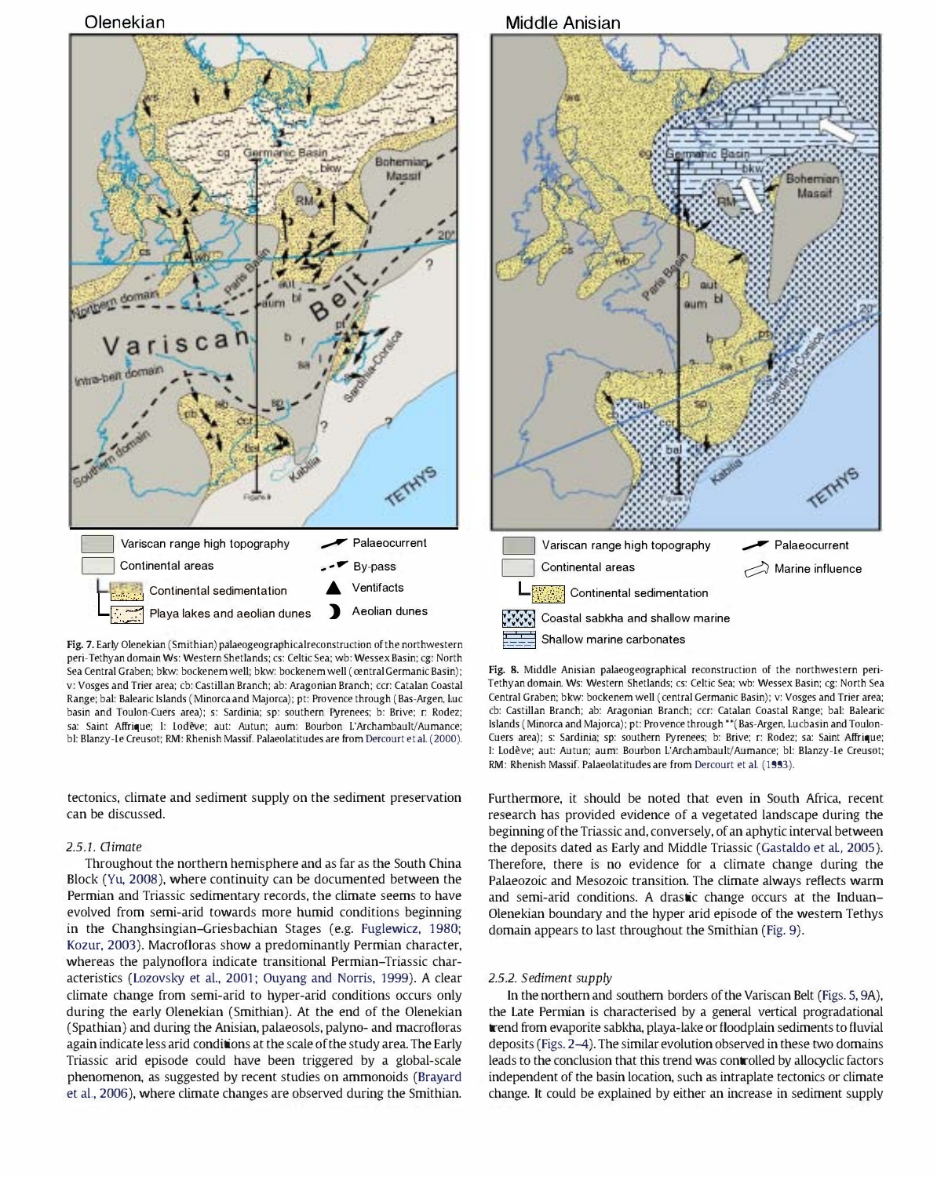Fig. 7. Early Olenekian (Smithian) palaeogeographical reconstruction of the northwestern peri-Tethyan domain Ws: Western Shetlands; cs: Celtic Sea; wb: Wessex Basin; cg: North Sea Central Graben; bkw: bockenem well; bkw: bockenem well (central Germanic Basin); v: Vosges and Trier area; cb: Castillan Branch; ab: Aragonian Branch; ccr: Catalan Coastal Range; bal: Balearic Islands (Minorca and Majorca); pt: Provence through (Bas-Argen, Luc basin and Toulon-Cuers area); s: Sardinia; sp: southern Pyrenees; b: Brive; r: Rodez; sa: Saint Affrique; l: Lodève; aut: Autun; aum: Bourbon L'Archambault/Aumance; bl: Blanzy-Le Creusot; RM: Rhenish Massif. Palaeolatitudes are from Dercourt et al. (2000).

Fig. 8. Middle Anisian palaeogeographical reconstruction of the northwestern peri-Tethyan domain. Ws: Western Shetlands; cs: Celtic Sea; wb: Wessex Basin; cg: North Sea Central Graben; bkw: bockenem well (central Germanic Basin); v: Vosges and Trier area; cb: Castillan Branch; ab: Aragonian Branch; ccr: Catalan Coastal Range; bal: Balearic Islands (Minorca and Majorca); pt: Provence through **(Bas-Argen, Luc basin and Toulon-Cuers area); s: Sardinia; sp: southern Pyrenees; b: Brive; r: Rodez; sa: Saint Affrique; l: Lodève; aut: Autun; aum: Bourbon L'Archambault/Aumance; bl: Blanzy-Le Creusot; RM: Rhenish Massif. Palaeolatitudes are from Dercourt et al. (1993).

tectonics, climate and sediment supply on the sediment preservation can be discussed.

### 2.5.1. Climate

Throughout the northern hemisphere and as far as the South China Block (Yu, 2008), where continuity can be documented between the Permian and Triassic sedimentary records, the climate seems to have evolved from semi-arid towards more humid conditions beginning in the Changhsingian–Griesbachian Stages (e.g. Fuglewicz, 1980; Kozur, 2003). Macrofloras show a predominantly Permian character, whereas the palynoflora indicate transitional Permian–Triassic characteristics (Lozovsky et al., 2001; Ouyang and Norris, 1999). A clear climate change from semi-arid to hyper-arid conditions occurs only during the early Olenekian (Smithian). At the end of the Olenekian (Spathian) and during the Anisian, palaeosols, palyno- and macrofloras again indicate less arid conditions at the scale of the study area. The Early Triassic arid episode could have been triggered by a global-scale phenomenon, as suggested by recent studies on ammonoids (Brayard et al., 2006), where climate changes are observed during the Smithian. Furthermore, it should be noted that even in South Africa, recent research has provided evidence of a vegetated landscape during the beginning of the Triassic and, conversely, of an aphytic interval between the deposits dated as Early and Middle Triassic (Gastaldo et al., 2005). Therefore, there is no evidence for a climate change during the Palaeozoic and Mesozoic transition. The climate always reflects warm and semi-arid conditions. A drastic change occurs at the Induan–Olenekian boundary and the hyper arid episode of the western Tethys domain appears to last throughout the Smithian (Fig. 9).

### 2.5.2. Sediment supply

In the northern and southern borders of the Variscan Belt (Figs. 5, 9A), the Late Permian is characterised by a general vertical progradational trend from evaporite sabkha, playa-lake or floodplain sediments to fluvial deposits (Figs. 2–4). The similar evolution observed in these two domains leads to the conclusion that this trend was controlled by allocyclic factors independent of the basin location, such as intraplate tectonics or climate change. It could be explained by either an increase in sediment supply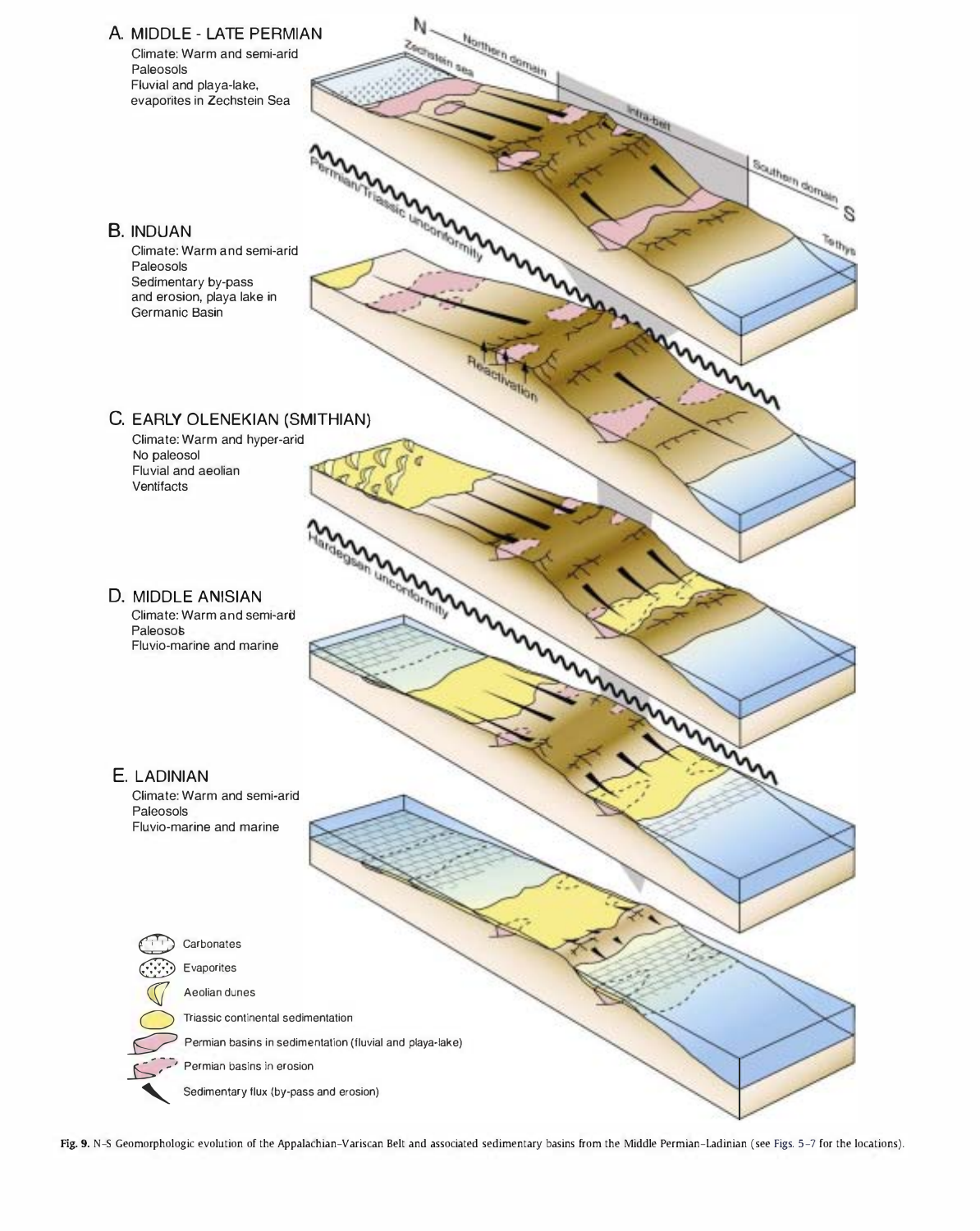**Fig. 9.** N–S Geomorphologic evolution of the Appalachian–Variscan Belt and associated sedimentary basins from the Middle Permian–Ladinian (see Figs. 5–7 for the locations).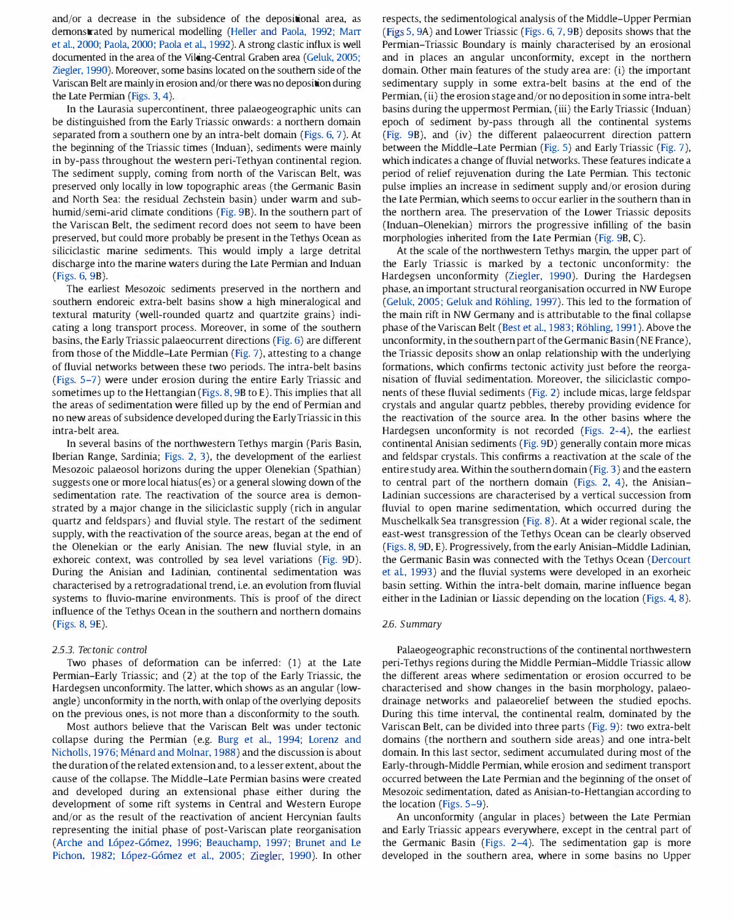and/or a decrease in the subsidence of the depositional area, as demonstrated by numerical modelling (Heller and Paola, 1992; Marr et al., 2000; Paola, 2000; Paola et al., 1992). A strong clastic influx is well documented in the area of the Viking-Central Graben area (Geluk, 2005; Ziegler, 1990). Moreover, some basins located on the southern side of the Variscan Belt are mainly in erosion and/or there was no deposition during the Late Permian (Figs. 3, 4).

In the Laurasia supercontinent, three palaeogeographic units can be distinguished from the Early Triassic onwards: a northern domain separated from a southern one by an intra-belt domain (Figs. 6, 7). At the beginning of the Triassic times (Induan), sediments were mainly in by-pass throughout the western peri-Tethyan continental region. The sediment supply, coming from north of the Variscan Belt, was preserved only locally in low topographic areas (the Germanic Basin and North Sea: the residual Zechstein basin) under warm and sub-humid/semi-arid climate conditions (Fig. 9B). In the southern part of the Variscan Belt, the sediment record does not seem to have been preserved, but could more probably be present in the Tethys Ocean as siliciclastic marine sediments. This would imply a large detrital discharge into the marine waters during the Late Permian and Induan (Figs. 6, 9B).

The earliest Mesozoic sediments preserved in the northern and southern endoreic extra-belt basins show a high mineralogical and textural maturity (well-rounded quartz and quartzite grains) indicating a long transport process. Moreover, in some of the southern basins, the Early Triassic palaeocurrent directions (Fig. 6) are different from those of the Middle–Late Permian (Fig. 7), attesting to a change of fluvial networks between these two periods. The intra-belt basins (Figs. 5–7) were under erosion during the entire Early Triassic and sometimes up to the Hettangian (Figs. 8, 9B to E). This implies that all the areas of sedimentation were filled up by the end of Permian and no new areas of subsidence developed during the Early Triassic in this intra-belt area.

In several basins of the northwestern Tethys margin (Paris Basin, Iberian Range, Sardinia; Figs. 2, 3), the development of the earliest Mesozoic palaeosol horizons during the upper Olenekian (Spathian) suggests one or more local hiatus(es) or a general slowing down of the sedimentation rate. The reactivation of the source area is demonstrated by a major change in the siliciclastic supply (rich in angular quartz and feldspars) and fluvial style. The restart of the sediment supply, with the reactivation of the source areas, began at the end of the Olenekian or the early Anisian. The new fluvial style, in an exhoreic context, was controlled by sea level variations (Fig. 9D). During the Anisian and Ladinian, continental sedimentation was characterised by a retrogradational trend, i.e. an evolution from fluvial systems to fluvio-marine environments. This is proof of the direct influence of the Tethys Ocean in the southern and northern domains (Figs. 8, 9E).

### 2.5.3. Tectonic control

Two phases of deformation can be inferred: (1) at the Late Permian–Early Triassic; and (2) at the top of the Early Triassic, the Hardegsen unconformity. The latter, which shows as an angular (low-angle) unconformity in the north, with onlap of the overlying deposits on the previous ones, is not more than a disconformity to the south.

Most authors believe that the Variscan Belt was under tectonic collapse during the Permian (e.g. Burg et al., 1994; Lorenz and Nicholls, 1976; Ménard and Molnar, 1988) and the discussion is about the duration of the related extension and, to a lesser extent, about the cause of the collapse. The Middle–Late Permian basins were created and developed during an extensional phase either during the development of some rift systems in Central and Western Europe and/or as the result of the reactivation of ancient Hercynian faults representing the initial phase of post-Variscan plate reorganisation (Arche and López-Gómez, 1996; Beauchamp, 1997; Brunet and Le Pichon, 1982; López-Gómez et al., 2005; Ziegler, 1990). In other respects, the sedimentological analysis of the Middle–Upper Permian (Figs 5, 9A) and Lower Triassic (Figs. 6, 7, 9B) deposits shows that the Permian–Triassic Boundary is mainly characterised by an erosional and in places an angular unconformity, except in the northern domain. Other main features of the study area are: (i) the important sedimentary supply in some extra-belt basins at the end of the Permian, (ii) the erosion stage and/or no deposition in some intra-belt basins during the uppermost Permian, (iii) the Early Triassic (Induan) epoch of sediment by-pass through all the continental systems (Fig. 9B), and (iv) the different palaeocurrent direction pattern between the Middle–Late Permian (Fig. 5) and Early Triassic (Fig. 7), which indicates a change of fluvial networks. These features indicate a period of relief rejuvenation during the Late Permian. This tectonic pulse implies an increase in sediment supply and/or erosion during the Late Permian, which seems to occur earlier in the southern than in the northern area. The preservation of the Lower Triassic deposits (Induan–Olenekian) mirrors the progressive infilling of the basin morphologies inherited from the Late Permian (Fig. 9B, C).

At the scale of the northwestern Tethys margin, the upper part of the Early Triassic is marked by a tectonic unconformity: the Hardegsen unconformity (Ziegler, 1990). During the Hardegsen phase, an important structural reorganisation occurred in NW Europe (Geluk, 2005; Geluk and Röhling, 1997). This led to the formation of the main rift in NW Germany and is attributable to the final collapse phase of the Variscan Belt (Best et al., 1983; Röhling, 1991). Above the unconformity, in the southern part of the Germanic Basin (NE France), the Triassic deposits show an onlap relationship with the underlying formations, which confirms tectonic activity just before the reorganisation of fluvial sedimentation. Moreover, the siliciclastic components of these fluvial sediments (Fig. 2) include micas, large feldspar crystals and angular quartz pebbles, thereby providing evidence for the reactivation of the source area. In the other basins where the Hardegsen unconformity is not recorded (Figs. 2-4), the earliest continental Anisian sediments (Fig. 9D) generally contain more micas and feldspar crystals. This confirms a reactivation at the scale of the entire study area. Within the southern domain (Fig. 3) and the eastern to central part of the northern domain (Figs. 2, 4), the Anisian–Ladinian successions are characterised by a vertical succession from fluvial to open marine sedimentation, which occurred during the Muschelkalk Sea transgression (Fig. 8). At a wider regional scale, the east-west transgression of the Tethys Ocean can be clearly observed (Figs. 8, 9D, E). Progressively, from the early Anisian–Middle Ladinian, the Germanic Basin was connected with the Tethys Ocean (Dercourt et al., 1993) and the fluvial systems were developed in an exorheic basin setting. Within the intra-belt domain, marine influence began either in the Ladinian or Liassic depending on the location (Figs. 4, 8).

## 2.6. Summary

Palaeogeographic reconstructions of the continental northwestern peri-Tethys regions during the Middle Permian–Middle Triassic allow the different areas where sedimentation or erosion occurred to be characterised and show changes in the basin morphology, palaeodrainage networks and palaeorelief between the studied epochs. During this time interval, the continental realm, dominated by the Variscan Belt, can be divided into three parts (Fig. 9): two extra-belt domains (the northern and southern side areas) and one intra-belt domain. In this last sector, sediment accumulated during most of the Early-through-Middle Permian, while erosion and sediment transport occurred between the Late Permian and the beginning of the onset of Mesozoic sedimentation, dated as Anisian-to-Hettangian according to the location (Figs. 5–9).

An unconformity (angular in places) between the Late Permian and Early Triassic appears everywhere, except in the central part of the Germanic Basin (Figs. 2–4). The sedimentation gap is more developed in the southern area, where in some basins no Upper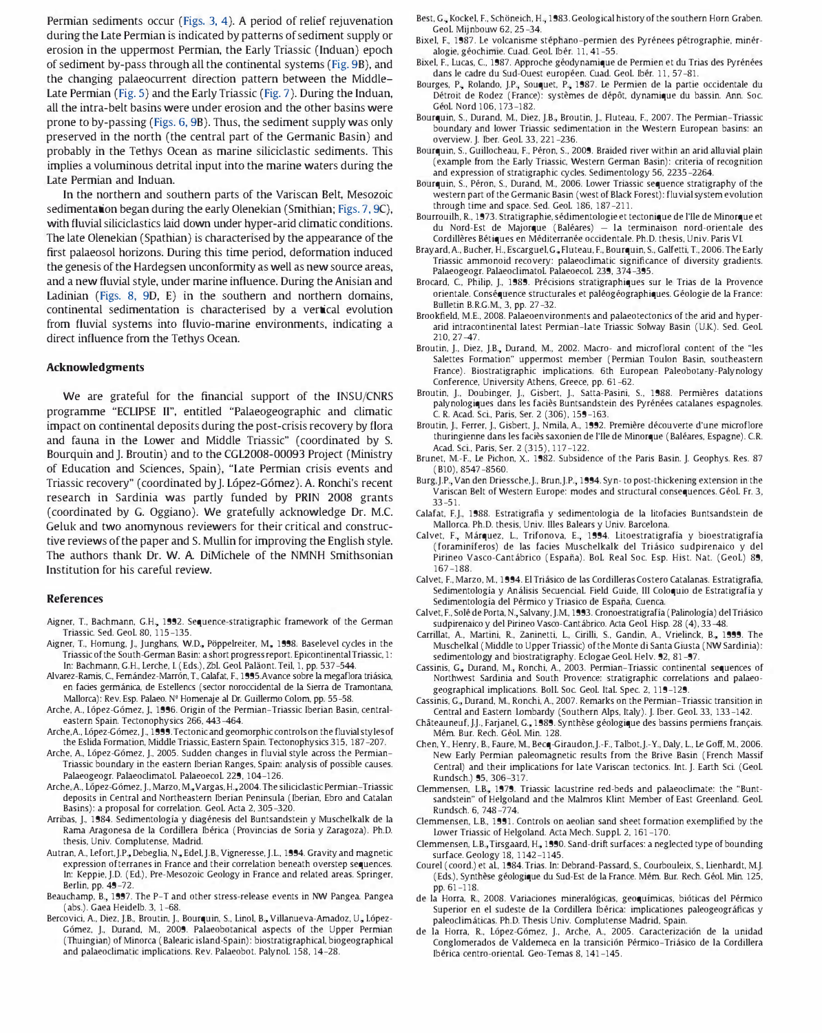Permian sediments occur (Figs. 3, 4). A period of relief rejuvenation during the Late Permian is indicated by patterns of sediment supply or erosion in the uppermost Permian, the Early Triassic (Induan) epoch of sediment by-pass through all the continental systems (Fig. 9B), and the changing palaeocurrent direction pattern between the Middle–Late Permian (Fig. 5) and the Early Triassic (Fig. 7). During the Induan, all the intra-belt basins were under erosion and the other basins were prone to by-passing (Figs. 6, 9B). Thus, the sediment supply was only preserved in the north (the central part of the Germanic Basin) and probably in the Tethys Ocean as marine siliciclastic sediments. This implies a voluminous detrital input into the marine waters during the Late Permian and Induan.

In the northern and southern parts of the Variscan Belt, Mesozoic sedimentation began during the early Olenekian (Smithian; Figs. 7, 9C), with fluvial siliciclastics laid down under hyper-arid climatic conditions. The late Olenekian (Spathian) is characterised by the appearance of the first palaeosol horizons. During this time period, deformation induced the genesis of the Hardegsen unconformity as well as new source areas, and a new fluvial style, under marine influence. During the Anisian and Ladinian (Figs. 8, 9D, E) in the southern and northern domains, continental sedimentation is characterised by a vertical evolution from fluvial systems into fluvio-marine environments, indicating a direct influence from the Tethys Ocean.

## Acknowledgments

We are grateful for the financial support of the INSU/CNRS programme "ECLIPSE II", entitled "Palaeogeographic and climatic impact on continental deposits during the post-crisis recovery by flora and fauna in the Lower and Middle Triassic" (coordinated by S. Bourquin and J. Broutin) and to the CGL2008-00093 Project (Ministry of Education and Sciences, Spain), "Late Permian crisis events and Triassic recovery" (coordinated by J. López-Gómez). A. Ronchi's recent research in Sardinia was partly funded by PRIN 2008 grants (coordinated by G. Oggiano). We gratefully acknowledge Dr. M.C. Geluk and two anonymous reviewers for their critical and constructive reviews of the paper and S. Mullin for improving the English style. The authors thank Dr. W. A. DiMichele of the NMNH Smithsonian Institution for his careful review.

## References

Aigner, T., Bachmann, G.H., 1992. Sequence-stratigraphic framework of the German Triassic. Sed. Geol. 80, 115–135.

Aigner, T., Hornung, J., Junghans, W.D., Pöppelreiter, M., 1998. Baselevel cycles in the Triassic of the South-German Basin: a short progress report. Epicontinental Triassic, 1: In: Bachmann, G.H., Lerche, I. (Eds.), Zbl. Geol. Paläont. Teil, 1, pp. 537–544.

Alvarez-Ramis, C., Fernández-Marrón, T., Calafat, F., 1995. Avance sobre la megaflora triásica, en facies germánica, de Estellencs (sector noroccidental de la Sierra de Tramontana, Mallorca): Rev. Esp. Palaeo. Nº Homenaje al Dr. Guillermo Colom, pp. 55–58.

Arche, A., López-Gómez, J., 1996. Origin of the Permian–Triassic Iberian Basin, central-eastern Spain. Tectonophysics 266, 443–464.

Arche, A., López-Gómez, J., 1999. Tectonic and geomorphic controls on the fluvial styles of the Eslida Formation, Middle Triassic, Eastern Spain. Tectonophysics 315, 187–207.

Arche, A., López-Gómez, J., 2005. Sudden changes in fluvial style across the Permian–Triassic boundary in the eastern Iberian Ranges, Spain: analysis of possible causes. Palaeogeogr. Palaeoclimatol. Palaeoecol. 229, 104–126.

Arche, A., López-Gómez, J., Marzo, M., Vargas, H., 2004. The siliciclastic Permian–Triassic deposits in Central and Northeastern Iberian Peninsula (Iberian, Ebro and Catalan Basins): a proposal for correlation. Geol. Acta 2, 305–320.

Arribas, J., 1984. Sedimentología y diagénesis del Buntsandstein y Muschelkalk de la Rama Aragonesa de la Cordillera Ibérica (Provincias de Soria y Zaragoza). Ph.D. thesis, Univ. Complutense, Madrid.

Autran, A., Lefort, J.P., Debeglia, N., Edel, J.B., Vigneresse, J.L., 1994. Gravity and magnetic expression of terranes in France and their correlation beneath overstep sequences. In: Keppie, J.D. (Ed.), Pre-Mesozoic Geology in France and related areas. Springer, Berlin, pp. 49–72.

Beauchamp, B., 1997. The P–T and other stress-release events in NW Pangea. Pangea (abs.). Gaea Heidelb. 3, 1–68.

Bercovici, A., Diez, J.B., Broutin, J., Bourquin, S., Linol, B., Villanueva-Amadoz, U., López-Gómez, J., Durand, M., 2009. Palaeobotanical aspects of the Upper Permian (Thuingian) of Minorca (Balearic island-Spain): biostratigraphical, biogeographical and palaeoclimatic implications. Rev. Palaeobot. Palynol. 158, 14–28.

Best, G., Kockel, F., Schöneich, H., 1983. Geological history of the southern Horn Graben. Geol. Mijnbouw 62, 25–34.

Bixel, F., 1987. Le volcanisme stéphano-permien des Pyrénées pétrographie, minéralogie, géochimie. Cuad. Geol. Ibér. 11, 41–55.

Bixel, F., Lucas, C., 1987. Approche géodynamique de Permien et du Trias des Pyrénées dans le cadre du Sud-Ouest européen. Cuad. Geol. Ibér. 11, 57–81.

Bourges, P., Rolando, J.P., Souquet, P., 1987. Le Permien de la partie occidentale du Détroit de Rodez (France): systèmes de dépôt, dynamique du bassin. Ann. Soc. Géol. Nord 106, 173–182.

Bourquin, S., Durand, M., Diez, J.B., Broutin, J., Fluteau, F., 2007. The Permian–Triassic boundary and lower Triassic sedimentation in the Western European basins: an overview. J. Iber. Geol. 33, 221–236.

Bourquin, S., Guillocheau, F., Péron, S., 2009. Braided river within an arid alluvial plain (example from the Early Triassic, Western German Basin): criteria of recognition and expression of stratigraphic cycles. Sedimentology 56, 2235–2264.

Bourquin, S., Péron, S., Durand, M., 2006. Lower Triassic sequence stratigraphy of the western part of the Germanic Basin (west of Black Forest): fluvial system evolution through time and space. Sed. Geol. 186, 187–211.

Bourrouilh, R., 1973. Stratigraphie, sédimentologie et tectonique de l'Ile de Minorque et du Nord-Est de Majorque (Baléares) — la terminaison nord-orientale des Cordillères Bétiques en Méditerranée occidentale. Ph.D. thesis, Univ. Paris VI.

Brayard, A., Bucher, H., Escarguel, G., Fluteau, F., Bourquin, S., Galfetti, T., 2006. The Early Triassic ammonoid recovery: palaeoclimatic significance of diversity gradients. Palaeogeogr. Palaeoclimatol. Palaeoecol. 239, 374–395.

Brocard, C., Philip, J., 1989. Précisions stratigraphiques sur le Trias de la Provence orientale. Conséquence structurales et paléogéographiques. Géologie de la France: Bulletin B.R.G.M., 3, pp. 27–32.

Brookfield, M.E., 2008. Palaeoenvironments and palaeotectonics of the arid and hyper-arid intracontinental latest Permian–late Triassic Solway Basin (U.K.). Sed. Geol. 210, 27–47.

Broutin, J., Diez, J.B., Durand, M., 2002. Macro- and microfloral content of the "les Salettes Formation" uppermost member (Permian Toulon Basin, southeastern France). Biostratigraphic implications. 6th European Paleobotany-Palynology Conference, University Athens, Greece, pp. 61–62.

Broutin, J., Doubinger, J., Gisbert, J., Satta-Pasini, S., 1988. Premières datations palynologiques dans les faciès Buntsandstein des Pyrénées catalanes espagnoles. C. R. Acad. Sci., Paris, Ser. 2 (306), 159–163.

Broutin, J., Ferrer, J., Gisbert, J., Nmila, A., 1992. Première découverte d'une microflore thuringienne dans les faciès saxonien de l'Ile de Minorque (Baléares, Espagne). C.R. Acad. Sci., Paris, Ser. 2 (315), 117–122.

Brunet, M.-F., Le Pichon, X., 1982. Subsidence of the Paris Basin. J. Geophys. Res. 87 (B10), 8547–8560.

Burg, J.P., Van den Driessche, J., Brun, J.P., 1994. Syn- to post-thickening extension in the Variscan Belt of Western Europe: modes and structural consequences. Géol. Fr. 3, 33–51.

Calafat, F.J., 1988. Estratigrafía y sedimentología de la litofacies Buntsandstein de Mallorca. Ph.D. thesis, Univ. Illes Balears y Univ. Barcelona.

Calvet, F., Márquez, L., Trifonova, E., 1994. Litoestratigrafía y bioestratigrafía (foraminíferos) de las facies Muschelkalk del Triásico sudpirenaico y del Pirineo Vasco-Cantábrico (España). Bol. Real Soc. Esp. Hist. Nat. (Geol.) 89, 167–188.

Calvet, F., Marzo, M., 1994. El Triásico de las Cordilleras Costero Catalanas. Estratigrafía, Sedimentología y Análisis Secuencial. Field Guide, III Coloquio de Estratigrafía y Sedimentología del Pérmico y Triasico de España, Cuenca.

Calvet, F., Solé de Porta, N., Salvany, J.M., 1993. Cronoestratigrafía (Palinología) del Triásico sudpirenaico y del Pirineo Vasco-Cantábrico. Acta Geol. Hisp. 28 (4), 33–48.

Carrillat, A., Martini, R., Zaninetti, L., Cirilli, S., Gandin, A., Vrielinck, B., 1999. The Muschelkal (Middle to Upper Triassic) of the Monte di Santa Giusta (NW Sardinia): sedimentology and biostratigraphy. Eclogae Geol. Helv. 92, 81–97.

Cassinis, G., Durand, M., Ronchi, A., 2003. Permian–Triassic continental sequences of Northwest Sardinia and South Provence: stratigraphic correlations and palaeogeographical implications. Boll. Soc. Geol. Ital. Spec. 2, 119–129.

Cassinis, G., Durand, M., Ronchi, A., 2007. Remarks on the Permian–Triassic transition in Central and Eastern Lombardy (Southern Alps, Italy). J. Iber. Geol. 33, 133–142.

Châteauneuf, J.J., Farjanel, G., 1989. Synthèse géologique des bassins permiens français. Mém. Bur. Rech. Géol. Min. 128.

Chen, Y., Henry, B., Faure, M., Becq-Giraudon, J.-F., Talbot, J.-Y., Daly, L., Le Goff, M., 2006. New Early Permian paleomagnetic results from the Brive Basin (French Massif Central) and their implications for late Variscan tectonics. Int. J. Earth Sci. (Geol. Rundsch.) 95, 306–317.

Clemmensen, L.B., 1979. Triassic lacustrine red-beds and palaeoclimate: the "Buntsandstein" of Helgoland and the Malmros Klint Member of East Greenland. Geol. Rundsch. 6, 748–774.

Clemmensen, L.B., 1991. Controls on aeolian sand sheet formation exemplified by the Lower Triassic of Helgoland. Acta Mech. Suppl. 2, 161–170.

Clemmensen, L.B., Tirsgaard, H., 1990. Sand-drift surfaces: a neglected type of bounding surface. Geology 18, 1142–1145.

Courel (coord.) et al., 1984. Trias. In: Debrand-Passard, S., Courbouleix, S., Lienhardt, M.J. (Eds.), Synthèse géologique du Sud-Est de la France. Mém. Bur. Rech. Géol. Min. 125, pp. 61–118.

de la Horra, R., 2008. Variaciones mineralógicas, geoquímicas, bióticas del Pérmico Superior en el sudeste de la Cordillera Ibérica: implicationes paleogeográficas y paleoclimáticas. Ph.D. Thesis Univ. Complutense Madrid, Spain.

de la Horra, R., López-Gómez, J., Arche, A., 2005. Caracterización de la unidad Conglomerados de Valdemeca en la transición Pérmico–Triásico de la Cordillera Ibérica centro-oriental. Geo-Temas 8, 141–145.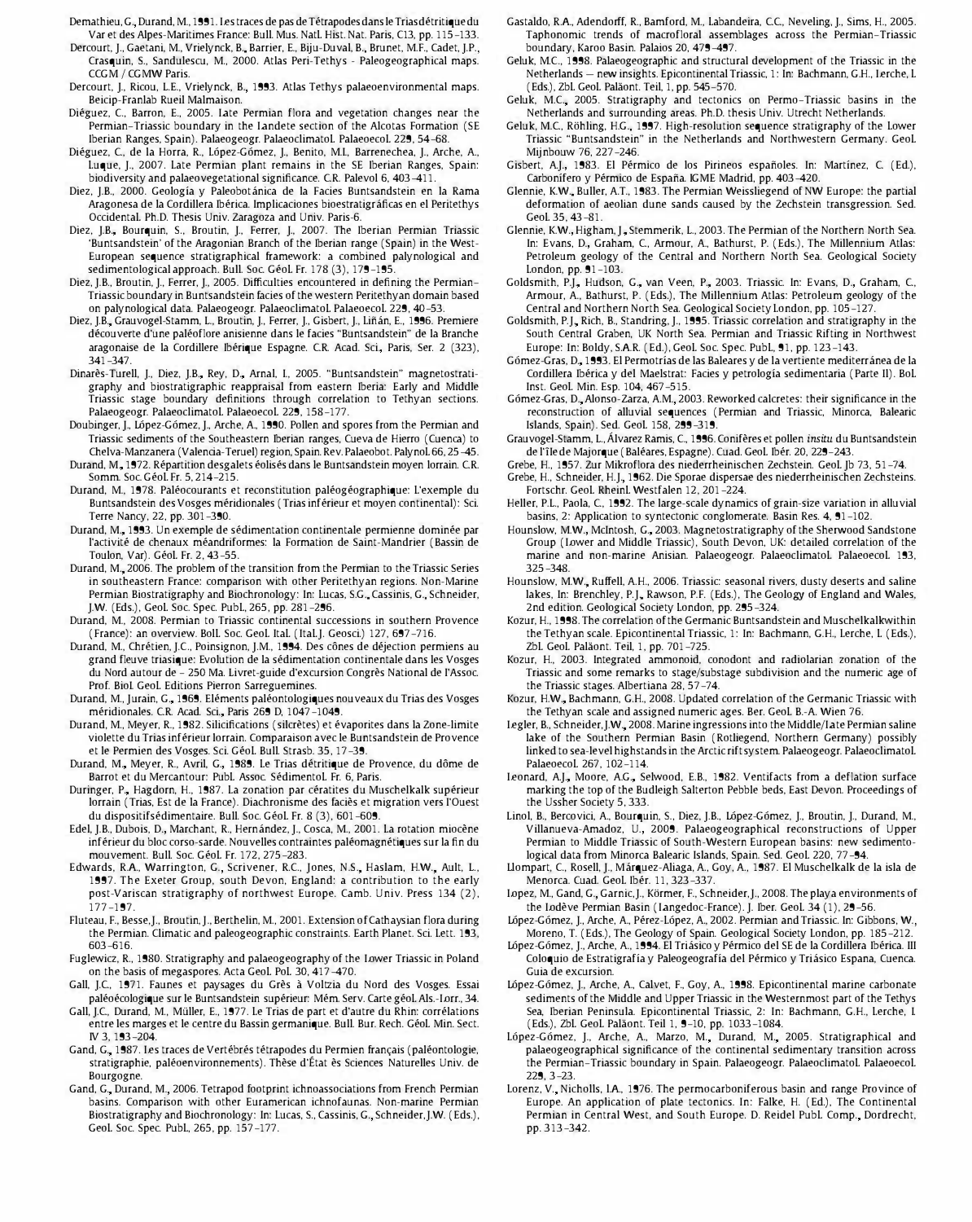Demathieu, G., Durand, M., 1991. Les traces de pas de Tétrapodes dans le Trias détritique du Var et des Alpes-Maritimes France: Bull. Mus. Natl. Hist. Nat. Paris, C13, pp. 115–133.

Dercourt, J., Gaetani, M., Vrielynck, B., Barrier, E., Biju-Duval, B., Brunet, M.F., Cadet, J.P., Crasquin, S., Sandulescu, M., 2000. Atlas Peri-Tethys - Paleogeographical maps. CCGM / CGMW Paris.

Dercourt, J., Ricou, L.E., Vrielynck, B., 1993. Atlas Tethys palaeoenvironmental maps. Beicip-Franlab Rueil Malmaison.

Diéguez, C., Barron, E., 2005. Late Permian flora and vegetation changes near the Permian–Triassic boundary in the Landete section of the Alcotas Formation (SE Iberian Ranges, Spain). Palaeogeogr. Palaeoclimatol. Palaeoecol. 229, 54–68.

Diéguez, C., de la Horra, R., López-Gómez, J., Benito, M.I., Barrenechea, J., Arche, A., Luque, J., 2007. Late Permian plant remains in the SE Iberian Ranges, Spain: biodiversity and palaeovegetational significance. C.R. Palevol 6, 403–411.

Diez, J.B., 2000. Geología y Paleobotánica de la Facies Buntsandstein en la Rama Aragonesa de la Cordillera Ibérica. Implicaciones bioestratigráficas en el Peritethys Occidental. Ph.D. Thesis Univ. Zaragoza and Univ. Paris-6.

Diez, J.B., Bourquin, S., Broutin, J., Ferrer, J., 2007. The Iberian Permian Triassic 'Buntsandstein' of the Aragonian Branch of the Iberian range (Spain) in the West-European sequence stratigraphical framework: a combined palynological and sedimentological approach. Bull. Soc. Géol. Fr. 178 (3), 179–195.

Diez, J.B., Broutin, J., Ferrer, J., 2005. Difficulties encountered in defining the Permian–Triassic boundary in Buntsandstein facies of the western Peritethyan domain based on palynological data. Palaeogeogr. Palaeoclimatol. Palaeoecol. 229, 40–53.

Diez, J.B., Grauvogel-Stamm, L., Broutin, J., Ferrer, J., Gisbert, J., Liñán, E., 1996. Premiere découverte d'une paléoflore anisienne dans le facies "Buntsandstein" de la Branche aragonaise de la Cordillere Ibérique Espagne. C.R. Acad. Sci., Paris, Ser. 2 (323), 341–347.

Dinarès-Turell, J., Diez, J.B., Rey, D., Arnal, I., 2005. "Buntsandstein" magnetostratigraphy and biostratigraphic reappraisal from eastern Iberia: Early and Middle Triassic stage boundary definitions through correlation to Tethyan sections. Palaeogeogr. Palaeoclimatol. Palaeoecol. 229, 158–177.

Doubinger, J., López-Gómez, J., Arche, A., 1990. Pollen and spores from the Permian and Triassic sediments of the Southeastern Iberian ranges, Cueva de Hierro (Cuenca) to Chelva-Manzanera (Valencia-Teruel) region, Spain. Rev. Palaeobot. Palynol. 66, 25–45.

Durand, M., 1972. Répartition desgalets éolisés dans le Buntsandstein moyen lorrain. C.R. Somm. Soc. Géol. Fr. 5, 214–215.

Durand, M., 1978. Paléocourants et reconstitution paléogéographique: L'exemple du Buntsandstein des Vosges méridionales (Trias inférieur et moyen continental): Sci. Terre Nancy, 22, pp. 301–390.

Durand, M., 1993. Un exemple de sédimentation continentale permienne dominée par l'activité de chenaux méandriformes: la Formation de Saint-Mandrier (Bassin de Toulon, Var). Géol. Fr. 2, 43–55.

Durand, M., 2006. The problem of the transition from the Permian to the Triassic Series in southeastern France: comparison with other Peritethyan regions. Non-Marine Permian Biostratigraphy and Biochronology: In: Lucas, S.G., Cassinis, G., Schneider, J.W. (Eds.), Geol. Soc. Spec. Publ., 265, pp. 281–296.

Durand, M., 2008. Permian to Triassic continental successions in southern Provence (France): an overview. Boll. Soc. Geol. Ital. (Ital. J. Geosci.) 127, 697–716.

Durand, M., Chrétien, J.C., Poinsignon, J.M., 1994. Des cônes de déjection permiens au grand fleuve triasique: Evolution de la sédimentation continentale dans les Vosges du Nord autour de – 250 Ma. Livret-guide d'excursion Congrès National de l'Assoc. Prof. Biol. Geol. Editions Pierron Sarreguemines.

Durand, M., Jurain, G., 1969. Eléments paléontologiques nouveaux du Trias des Vosges méridionales. C.R. Acad. Sci., Paris 269 D, 1047–1049.

Durand, M., Meyer, R., 1982. Silicifications (silcrètes) et évaporites dans la Zone-limite violette du Trias inférieur lorrain. Comparaison avec le Buntsandstein de Provence et le Permien des Vosges. Sci. Géol. Bull. Strasb. 35, 17–39.

Durand, M., Meyer, R., Avril, G., 1989. Le Trias détritique de Provence, du dôme de Barrot et du Mercantour: Publ. Assoc. Sédimentol. Fr. 6, Paris.

Duringer, P., Hagdorn, H., 1987. La zonation par cératites du Muschelkalk supérieur lorrain (Trias, Est de la France). Diachronisme des faciès et migration vers l'Ouest du dispositifsédimentaire. Bull. Soc. Géol. Fr. 8 (3), 601–609.

Edel, J.B., Dubois, D., Marchant, R., Hernández, J., Cosca, M., 2001. La rotation miocène inférieur du bloc corso-sarde. Nouvelles contraintes paléomagnétiques sur la fin du mouvement. Bull. Soc. Géol. Fr. 172, 275–283.

Edwards, R.A., Warrington, G., Scrivener, R.C., Jones, N.S., Haslam, H.W., Ault, L., 1997. The Exeter Group, south Devon, England: a contribution to the early post-Variscan stratigraphy of northwest Europe. Camb. Univ. Press 134 (2), 177–197.

Fluteau, F., Besse, J., Broutin, J., Berthelin, M., 2001. Extension of Cathaysian flora during the Permian. Climatic and paleogeographic constraints. Earth Planet. Sci. Lett. 193, 603–616.

Fuglewicz, R., 1980. Stratigraphy and palaeogeography of the Lower Triassic in Poland on the basis of megaspores. Acta Geol. Pol. 30, 417–470.

Gall, J.C., 1971. Faunes et paysages du Grès à Voltzia du Nord des Vosges. Essai paléoécologique sur le Buntsandstein supérieur: Mém. Serv. Carte géol. Als.-Lorr., 34.

Gall, J.C., Durand, M., Müller, E., 1977. Le Trias de part et d'autre du Rhin: corrélations entre les marges et le centre du Bassin germanique. Bull. Bur. Rech. Géol. Min. Sect. IV 3, 193–204.

Gand, G., 1987. Les traces de Vertébrés tétrapodes du Permien français (paléontologie, stratigraphie, paléoenvironnements). Thèse d'État ès Sciences Naturelles Univ. de Bourgogne.

Gand, G., Durand, M., 2006. Tetrapod footprint ichnoassociations from French Permian basins. Comparison with other Euramerican ichnofaunas. Non-marine Permian Biostratigraphy and Biochronology: In: Lucas, S., Cassinis, G., Schneider, J.W. (Eds.), Geol. Soc. Spec. Publ., 265, pp. 157–177.

Gastaldo, R.A., Adendorff, R., Bamford, M., Labandeira, C.C., Neveling, J., Sims, H., 2005. Taphonomic trends of macrofloral assemblages across the Permian–Triassic boundary, Karoo Basin. Palaios 20, 479–497.

Geluk, M.C., 1998. Palaeogeographic and structural development of the Triassic in the Netherlands — new insights. Epicontinental Triassic, 1: In: Bachmann, G.H., Lerche, I. (Eds.), Zbl. Geol. Paläont. Teil, 1, pp. 545–570.

Geluk, M.C., 2005. Stratigraphy and tectonics on Permo-Triassic basins in the Netherlands and surrounding areas. Ph.D. thesis Univ. Utrecht Netherlands.

Geluk, M.C., Röhling, H.G., 1997. High-resolution sequence stratigraphy of the Lower Triassic "Buntsandstein" in the Netherlands and Northwestern Germany. Geol. Mijnbouw 76, 227–246.

Gisbert, A.J., 1983. El Pérmico de los Pirineos españoles. In: Martínez, C. (Ed.), Carbonífero y Pérmico de España. IGME Madrid, pp. 403–420.

Glennie, K.W., Buller, A.T., 1983. The Permian Weissliegend of NW Europe: the partial deformation of aeolian dune sands caused by the Zechstein transgression. Sed. Geol. 35, 43–81.

Glennie, K.W., Higham, J., Stemmerik, L., 2003. The Permian of the Northern North Sea. In: Evans, D., Graham, C., Armour, A., Bathurst, P. (Eds.), The Millennium Atlas: Petroleum geology of the Central and Northern North Sea. Geological Society London, pp. 91–103.

Goldsmith, P.J., Hudson, G., van Veen, P., 2003. Triassic. In: Evans, D., Graham, C., Armour, A., Bathurst, P. (Eds.), The Millennium Atlas: Petroleum geology of the Central and Northern North Sea. Geological Society London, pp. 105–127.

Goldsmith, P.J., Rich, B., Standring, J., 1995. Triassic correlation and stratigraphy in the South Central Graben, UK North Sea. Permian and Triassic Rifting in Northwest Europe: In: Boldy, S.A.R. (Ed.), Geol. Soc. Spec. Publ., 91, pp. 123–143.

Gómez-Gras, D., 1993. El Permotrías de las Baleares y de la vertiente mediterránea de la Cordillera Ibérica y del Maelstrat: Facies y petrología sedimentaria (Parte II). Bol. Inst. Geol. Min. Esp. 104, 467–515.

Gómez-Gras, D., Alonso-Zarza, A.M., 2003. Reworked calcretes: their significance in the reconstruction of alluvial sequences (Permian and Triassic, Minorca, Balearic Islands, Spain). Sed. Geol. 158, 299–319.

Grauvogel-Stamm, L., Álvarez Ramis, C., 1996. Conifères et pollen *insitu* du Buntsandstein de l'île de Majorque (Baléares, Espagne). Cuad. Geol. Ibér. 20, 229–243.

Grebe, H., 1957. Zur Mikroflora des niederrheinischen Zechstein. Geol. Jb 73, 51–74.

Grebe, H., Schneider, H.J., 1962. Die Sporae dispersae des niederrheinischen Zechsteins. Fortschr. Geol. Rheinl. Westfalen 12, 201–224.

Heller, P.L., Paola, C., 1992. The large-scale dynamics of grain-size variation in alluvial basins, 2: Application to syntectonic conglomerate. Basin Res. 4, 91–102.

Hounslow, M.W., McIntosh, G., 2003. Magnetostratigraphy of the Sherwood Sandstone Group (Lower and Middle Triassic), South Devon, UK: detailed correlation of the marine and non-marine Anisian. Palaeogeogr. Palaeoclimatol. Palaeoecol. 193, 325–348.

Hounslow, M.W., Ruffell, A.H., 2006. Triassic: seasonal rivers, dusty deserts and saline lakes. In: Brenchley, P.J., Rawson, P.F. (Eds.), The Geology of England and Wales, 2nd edition. Geological Society London, pp. 295–324.

Kozur, H., 1998. The correlation of the Germanic Buntsandstein and Muschelkalkwithin the Tethyan scale. Epicontinental Triassic, 1: In: Bachmann, G.H., Lerche, I. (Eds.), Zbl. Geol. Paläont. Teil, 1, pp. 701–725.

Kozur, H., 2003. Integrated ammonoid, conodont and radiolarian zonation of the Triassic and some remarks to stage/substage subdivision and the numeric age of the Triassic stages. Albertiana 28, 57–74.

Kozur, H.W., Bachmann, G.H., 2008. Updated correlation of the Germanic Triassic with the Tethyan scale and assigned numeric ages. Ber. Geol. B.-A. Wien 76.

Legler, B., Schneider, J.W., 2008. Marine ingressions into the Middle/Late Permian saline lake of the Southern Permian Basin (Rotliegend, Northern Germany) possibly linked to sea-level highstands in the Arctic rift system. Palaeogeogr. Palaeoclimatol. Palaeoecol. 267, 102–114.

Leonard, A.J., Moore, A.G., Selwood, E.B., 1982. Ventifacts from a deflation surface marking the top of the Budleigh Salterton Pebble beds, East Devon. Proceedings of the Ussher Society 5, 333.

Linol, B., Bercovici, A., Bourquin, S., Diez, J.B., López-Gómez, J., Broutin, J., Durand, M., Villanueva-Amadoz, U., 2009. Palaeogeographical reconstructions of Upper Permian to Middle Triassic of South-Western European basins: new sedimentological data from Minorca Balearic Islands, Spain. Sed. Geol. 220, 77–94.

Llompart, C., Rosell, J., Márquez-Aliaga, A., Goy, A., 1987. El Muschelkalk de la isla de Menorca. Cuad. Geol. Ibér. 11, 323–337.

Lopez, M., Gand, G., Garnic, J., Körmer, F., Schneider, J., 2008. The playa environments of the Lodève Permian Basin (Langedoc-France). J. Iber. Geol. 34 (1), 29–56.

López-Gómez, J., Arche, A., Pérez-López, A., 2002. Permian and Triassic. In: Gibbons, W., Moreno, T. (Eds.), The Geology of Spain. Geological Society London, pp. 185–212.

López-Gómez, J., Arche, A., 1994. El Triásico y Pérmico del SE de la Cordillera Ibérica. III Coloquio de Estratigrafía y Paleogeografía del Pérmico y Triásico Espana, Cuenca. Guia de excursion.

López-Gómez, J., Arche, A., Calvet, F., Goy, A., 1998. Epicontinental marine carbonate sediments of the Middle and Upper Triassic in the Westernmost part of the Tethys Sea, Iberian Peninsula. Epicontinental Triassic, 2: In: Bachmann, G.H., Lerche, I. (Eds.), Zbl. Geol. Paläont. Teil 1, 9–10, pp. 1033–1084.

López-Gómez, J., Arche, A., Marzo, M., Durand, M., 2005. Stratigraphical and palaeogeographical significance of the continental sedimentary transition across the Permian–Triassic boundary in Spain. Palaeogeogr. Palaeoclimatol. Palaeoecol. 229, 3–23.

Lorenz, V., Nicholls, I.A., 1976. The permocarboniferous basin and range Province of Europe. An application of plate tectonics. In: Falke, H. (Ed.), The Continental Permian in Central West, and South Europe. D. Reidel Publ. Comp., Dordrecht, pp. 313–342.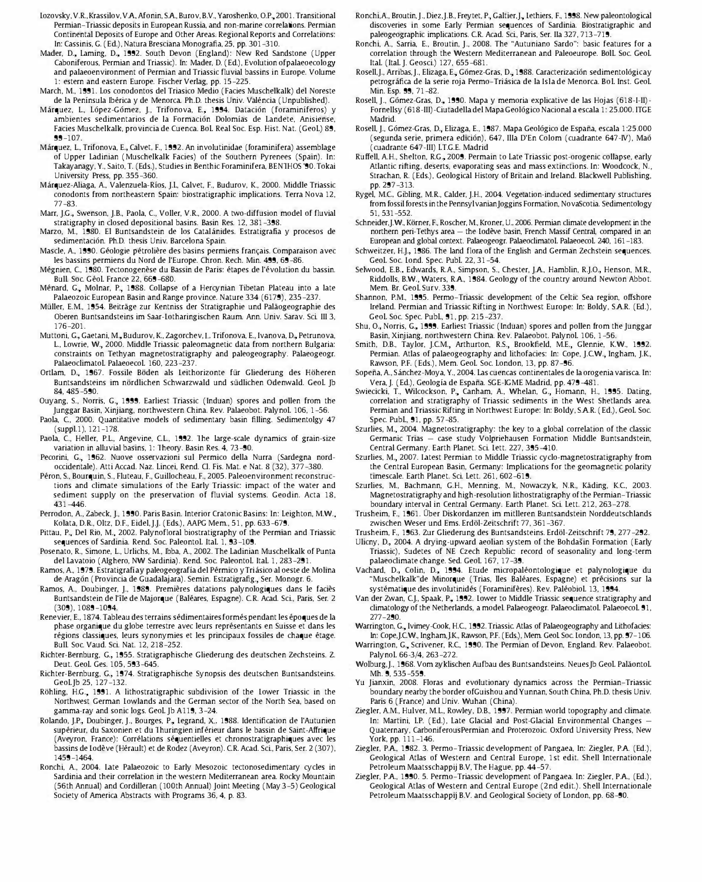Iozovsky, V.R., Krassilov, V.A., Afonin, S.A., Burov, B.V., Yaroshenko, O.P., 2001. Transitional Permian–Triassic deposits in European Russia, and non-marine correlations. Permian Continental Deposits of Europe and Other Areas. Regional Reports and Correlations: In: Cassinis, G. (Ed.), Natura Bresciana Monografia, 25, pp. 301–310.

Mader, D., Laming, D., 1992. South Devon (England): New Red Sandstone (Upper Caboniferous, Permian and Triassic). In: Mader, D. (Ed.), Evolution of palaeoecology and palaeoenvironment of Permian and Triassic fluvial bassins in Europe. Volume 1: estern and eastern Europe. Fischer Verlag, pp. 15–225.

March, M., 1991. Los conodontos del Triasico Medio (Facies Muschelkalk) del Noreste de la Península Ibérica y de Menorca. Ph.D. thesis Univ. València (Unpublished).

Márquez, L., López-Gómez, J., Trifonova, E., 1994. Datación (foraminíferos) y ambientes sedimentarios de la Formación Dolomías de Landete, Anisiense, Facies Muschelkalk, provincia de Cuenca. Bol. Real Soc. Esp. Hist. Nat. (Geol.) 89, 99–107.

Márquez, L., Trifonova, E., Calvet, F., 1992. An involutinidae (foraminifera) assemblage of Upper Ladinian (Muschelkalk Facies) of the Southern Pyrenees (Spain). In: Takayanagy, Y., Saito, T. (Eds.), Studies in Benthic Foraminifera, BENTHOS '90. Tokai University Press, pp. 355–360.

Márquez-Aliaga, A., Valenzuela-Ríos, J.I., Calvet, F., Budurov, K., 2000. Middle Triassic conodonts from northeastern Spain: biostratigraphic implications. Terra Nova 12, 77–83.

Marr, J.G., Swenson, J.B., Paola, C., Voller, V.R., 2000. A two-diffusion model of fluvial stratigraphy in closed depositional basins. Basin Res. 12, 381–398.

Marzo, M., 1980. El Buntsandstein de los Catalánides. Estratigrafía y procesos de sedimentación. Ph.D. thesis Univ. Barcelona Spain.

Mascle, A., 1990. Géologie pétrolière des bassins permiens français. Comparaison avec les bassins permiens du Nord de l'Europe. Chron. Rech. Min. 499, 69–86.

Mégnien, C., 1980. Tectonogenèse du Bassin de Paris: étapes de l'évolution du bassin. Bull. Soc. Géol. France 22, 669–680.

Ménard, G., Molnar, P., 1988. Collapse of a Hercynian Tibetan Plateau into a late Palaeozoic European Basin and Range province. Nature 334 (6179), 235–237.

Müller, E.M., 1954. Beiträge zur Kentniss der Stratigraphie und Paläogeographie des Oberen Buntsandsteins im Saar-Iotharingischen Raum. Ann. Univ. Sarav. Sci. III 3, 176–201.

Muttoni, G., Gaetani, M., Budurov, K., Zagorchev, I., Trifonova, E., Ivanova, D., Petrunova, L., Lowrie, W., 2000. Middle Triassic paleomagnetic data from northern Bulgaria: constraints on Tethyan magnetostratigraphy and paleogeography. Palaeogeogr. Palaeoclimatol. Palaeoecol. 160, 223–237.

Ortlam, D., 1967. Fossile Böden als leithorizonte für Gliederung des Höheren Buntsandsteins im nördlichen Schwarzwald und südlichen Odenwald. Geol. Jb 84, 485–590.

Ouyang, S., Norris, G., 1999. Earliest Triassic (Induan) spores and pollen from the Junggar Basin, Xinjiang, northwestern China. Rev. Palaeobot. Palynol. 106, 1–56.

Paola, C., 2000. Quantitative models of sedimentary basin filling. Sedimentolgy 47 (suppl.1), 121–178.

Paola, C., Heller, P.L., Angevine, C.L., 1992. The large-scale dynamics of grain-size variation in alluvial basins, 1: Theory. Basin Res. 4, 73–90.

Pecorini, G., 1962. Nuove osservazioni sul Permico della Nurra (Sardegna nord-occidentale). Atti Accad. Naz. Lincei, Rend. Cl. Fis. Mat. e Nat. 8 (32), 377–380.

Péron, S., Bourquin, S., Fluteau, F., Guillocheau, F., 2005. Paleoenvironment reconstructions and climate simulations of the Early Triassic: impact of the water and sediment supply on the preservation of fluvial systems. Geodin. Acta 18, 431–446.

Perrodon, A., Zabeck, J., 1990. Paris Basin. Interior Cratonic Basins: In: Leighton, M.W., Kolata, D.R., Oltz, D.F., Eidel, J.J. (Eds.), AAPG Mem., 51, pp. 633–679.

Pittau, P., Del Rio, M., 2002. Palynofloral biostratigraphy of the Permian and Triassic sequences of Sardinia. Rend. Soc. Paleontol. Ital. 1, 93–109.

Posenato, R., Simone, L., Urlichs, M., Ibba, A., 2002. The Ladinian Muschelkalk of Punta del Lavatoio (Alghero, NW Sardinia). Rend. Soc. Paleontol. Ital. 1, 283–291.

Ramos, A., 1979. Estratigrafía y paleogeografía del Pérmico y Triásico al oeste de Molina de Aragón (Provincia de Guadalajara). Semin. Estratigrafía., Ser. Monogr. 6.

Ramos, A., Doubinger, J., 1989. Premières datations palynologiques dans le faciès Buntsandstein de l'île de Majorque (Baléares, Espagne). C.R. Acad. Sci., Paris, Ser. 2 (309), 1089–1094.

Renevier, E., 1874. Tableau des terrains sédimentaires formés pendant les époques de la phase organique du globe terrestre avec leurs représentants en Suisse et dans les régions classiques, leurs synonymies et les principaux fossiles de chaque étage. Bull. Soc. Vaud. Sci. Nat. 12, 218–252.

Richter-Bernburg, G., 1955. Stratigraphische Gliederung des deutschen Zechsteins. Z. Deut. Geol. Ges. 105, 593–645.

Richter-Bernburg, G., 1974. Stratigraphische Synopsis des deutschen Buntsandsteins. Geol. Jb 25, 127–132.

Röhling, H.G., 1991. A lithostratigraphic subdivision of the Lower Triassic in the Northwest German Lowlands and the German sector of the North Sea, based on gamma-ray and sonic logs. Geol. Jb A119, 3–24.

Rolando, J.P., Doubinger, J., Bourges, P., Legrand, X., 1988. Identification de l'Autunien supérieur, du Saxonien et du Thuringien inférieur dans le bassin de Saint-Affrique (Aveyron, France): Corrélations séquentielles et chronostratigraphiques avec les bassins de Lodève (Hérault) et de Rodez (Aveyron). C.R. Acad. Sci., Paris, Ser. 2 (307), 1459–1464.

Ronchi, A., 2004. Late Palaeozoic to Early Mesozoic tectonosedimentary cycles in Sardinia and their correlation in the western Mediterranean area. Rocky Mountain (56th Annual) and Cordilleran (100th Annual) Joint Meeting (May 3–5) Geological Society of America Abstracts with Programs 36, 4, p. 83.

Ronchi, A., Broutin, J., Diez, J.B., Freytet, P., Galtier, J., Lethiers, F., 1998. New paleontological discoveries in some Early Permian sequences of Sardinia. Biostratigraphic and paleogeographic implications. C.R. Acad. Sci., Paris, Ser. IIa 327, 713–719.

Ronchi, A., Sarria, E., Broutin, J., 2008. The "Autuniano Sardo": basic features for a correlation through the Western Mediterranean and Paleoeurope. Boll. Soc. Geol. Ital. (Ital. J. Geosci.) 127, 655–681.

Rosell, J., Arribas, J., Elizaga, E., Gómez-Gras, D., 1988. Caracterización sedimentológica y petrográfica de la serie roja Permo–Triásica de la Isla de Menorca. Bol. Inst. Geol. Min. Esp. 99, 71–82.

Rosell, J., Gómez-Gras, D., 1990. Mapa y memoria explicative de las Hojas (618-I-II)-Fornellsy (618-III)-Ciutadella del Mapa Geológico Nacional a escala 1: 25.000. ITGE Madrid.

Rosell, J., Gómez-Gras, D., Elizaga, E., 1987. Mapa Geológico de España, escala 1:25.000 (segunda serie, primera edición), 647, IIIa D'En Colom (cuadrante 647-IV), Maó (cuadrante 647-III) I.T.G.E. Madrid

Ruffell, A.H., Shelton, R.G., 2009. Permain to Late Triassic post-orogenic collapse, early Atlantic rifting, deserts, evaporating seas and mass extinctions. In: Woodcock, N., Strachan, R. (Eds.), Geological History of Britain and Ireland. Blackwell Publishing, pp. 297–313.

Rygel, M.C., Gibling, M.R., Calder, J.H., 2004. Vegetation-induced sedimentary structures from fossil forests in the Pennsylvanian Joggins Formation, NovaScotia. Sedimentology 51, 531–552.

Schneider, J.W., Körner, F., Roscher, M., Kroner, U., 2006. Permian climate development in the northern peri-Tethys area — the Lodève basin, French Massif Central, compared in an European and global context. Palaeogeogr. Palaeoclimatol. Palaeoecol. 240, 161–183.

Schweitzer, H.J., 1986. The land flora of the English and German Zechstein sequences. Geol. Soc. Iond. Spec. Publ. 22, 31–54.

Selwood, E.B., Edwards, R.A., Simpson, S., Chester, J.A., Hamblin, R.J.O., Henson, M.R., Riddolls, B.W., Waters, R.A., 1984. Geology of the country around Newton Abbot. Mem. Br. Geol. Surv. 339.

Shannon, P.M., 1995. Permo–Triassic development of the Celtic Sea region, offshore Ireland. Permian and Triassic Rifting in Northwest Europe: In: Boldy, S.A.R. (Ed.), Geol. Soc. Spec. Publ., 91, pp. 215–237.

Shu, O., Norris, G., 1999. Earliest Triassic (Induan) spores and pollen from the Junggar Basin, Xinjiang, northwestern China. Rev. Palaeobot. Palynol. 106, 1–56.

Smith, D.B., Taylor, J.C.M., Arthurton, R.S., Brookfield, M.E., Glennie, K.W., 1992. Permian. Atlas of palaeogeography and lithofacies: In: Cope, J.C.W., Ingham, J.K., Rawson, P.F. (Eds.), Mem. Geol. Soc. London, 13, pp. 87–96.

Sopeña, A., Sánchez-Moya, Y., 2004. Las cuencas continentales de la orogenia varisca. In: Vera, J. (Ed.), Geología de España. SGE-IGME Madrid, pp. 479–481.

Swiecicki, T., Wilcockson, P., Canham, A., Whelan, G., Homann, H., 1995. Dating, correlation and stratigraphy of Triassic sediments in the West Shetlands area. Permian and Triassic Rifting in Northwest Europe: In: Boldy, S.A.R. (Ed.), Geol. Soc. Spec. Publ., 91, pp. 57–85.

Szurlies, M., 2004. Magnetostratigraphy: the key to a global correlation of the classic Germanic Trias — case study Volpriehausen Formation Middle Buntsandstein, Central Germany. Earth Planet. Sci. Lett. 227, 395–410.

Szurlies, M., 2007. Latest Permian to Middle Triassic cyclo-magnetostratigraphy from the Central European Basin, Germany: Implications for the geomagnetic polarity timescale. Earth Planet. Sci. Lett. 261, 602–619.

Szurlies, M., Bachmann, G.H., Menning, M., Nowaczyk, N.R., Käding, K.C., 2003. Magnetostratigraphy and high-resolution lithostratigraphy of the Permian–Triassic boundary interval in Central Germany. Earth Planet. Sci. Lett. 212, 263–278.

Trusheim, F., 1961. Über Diskordanzen im mittleren Buntsandstein Norddeutschlands zwischen Weser und Ems. Erdöl-Zeitschrift 77, 361–367.

Trusheim, F., 1963. Zur Gliederung des Buntsandsteins. Erdöl-Zeitschrift 79, 277–292.

Ulicny, D., 2004. A drying-upward aeolian system of the Bohdašin Formation (Early Triassic), Sudetes of NE Czech Republic: record of seasonality and long-term palaeoclimate change. Sed. Geol. 167, 17–39.

Vachard, D., Colin, D., 1994. Etude micropaléontologique et palynologique du "Muschelkalk"de Minorque (Trias, Iles Baléares, Espagne) et précisions sur la systématique des involutinidés (Foraminifères). Rev. Paléobiol. 13, 1994.

Van der Zwan, C.J., Spaak, P., 1992. Lower to Middle Triassic sequence stratigraphy and climatology of the Netherlands, a model. Palaeogeogr. Palaeoclimatol. Palaeoecol. 91, 277–290.

Warrington, G., Ivimey-Cook, H.C., 1992. Triassic. Atlas of Palaeogeography and Lithofacies: In: Cope, J.C.W., Ingham, J.K., Rawson, P.F. (Eds.), Mem. Geol. Soc. London, 13, pp. 97–106.

Warrington, G., Scrivener, R.C., 1990. The Permian of Devon, England. Rev. Palaeobot. Palynol. 66-3/4, 263–272.

Wolburg, J., 1968. Vom zyklischen Aufbau des Buntsandsteins. Neues Jb Geol. Paläontol. Mh. 9, 535–559.

Yu Jianxin, 2008. Floras and evolutionary dynamics across the Permian–Triassic boundary nearby the border of Guishou and Yunnan, South China, Ph.D. thesis Univ. Paris 6 (France) and Univ. Wuhan (China).

Ziegler, A.M., Hulver, M.L., Rowley, D.B., 1997. Permian world topography and climate. In: Martini, I.P. (Ed.), Late Glacial and Post-Glacial Environmental Changes — Quaternary, CarboniferousPermian and Proterozoic. Oxford University Press, New York, pp. 111–146.

Ziegler, P.A., 1982. 3. Permo–Triassic development of Pangaea. In: Ziegler, P.A. (Ed.), Geological Atlas of Western and Central Europe, 1st edit. Shell Internationale Petroleum Maatsschappij B.V, The Hague, pp. 44–57.

Ziegler, P.A., 1990. 5. Permo–Triassic development of Pangaea. In: Ziegler, P.A., (Ed.), Geological Atlas of Western and Central Europe (2nd edit.). Shell Internationale Petroleum Maatsschappij B.V. and Geological Society of London, pp. 68–90.